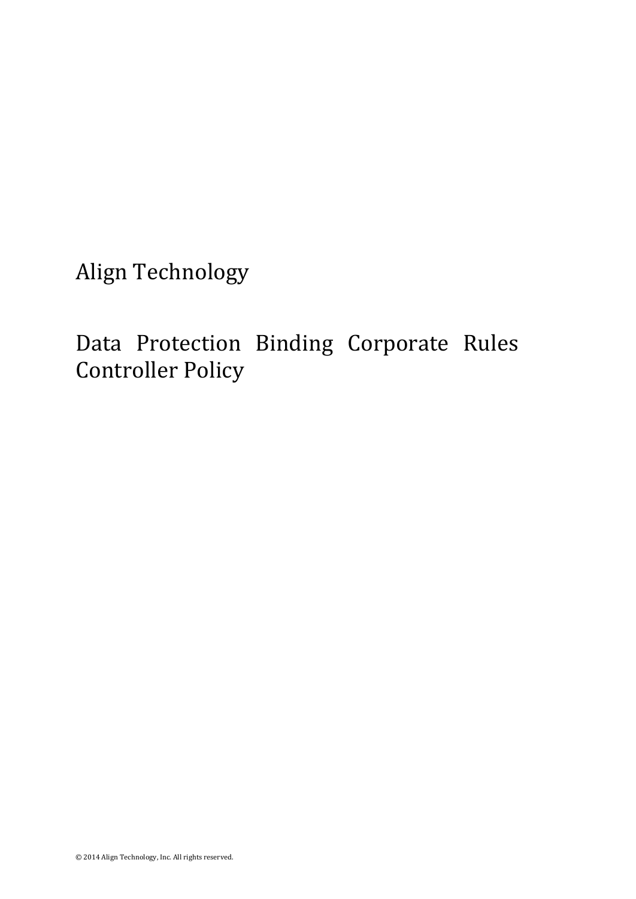# Align Technology

# Data Protection Binding Corporate Rules Controller Policy

© 2014 Align Technology, Inc. All rights reserved.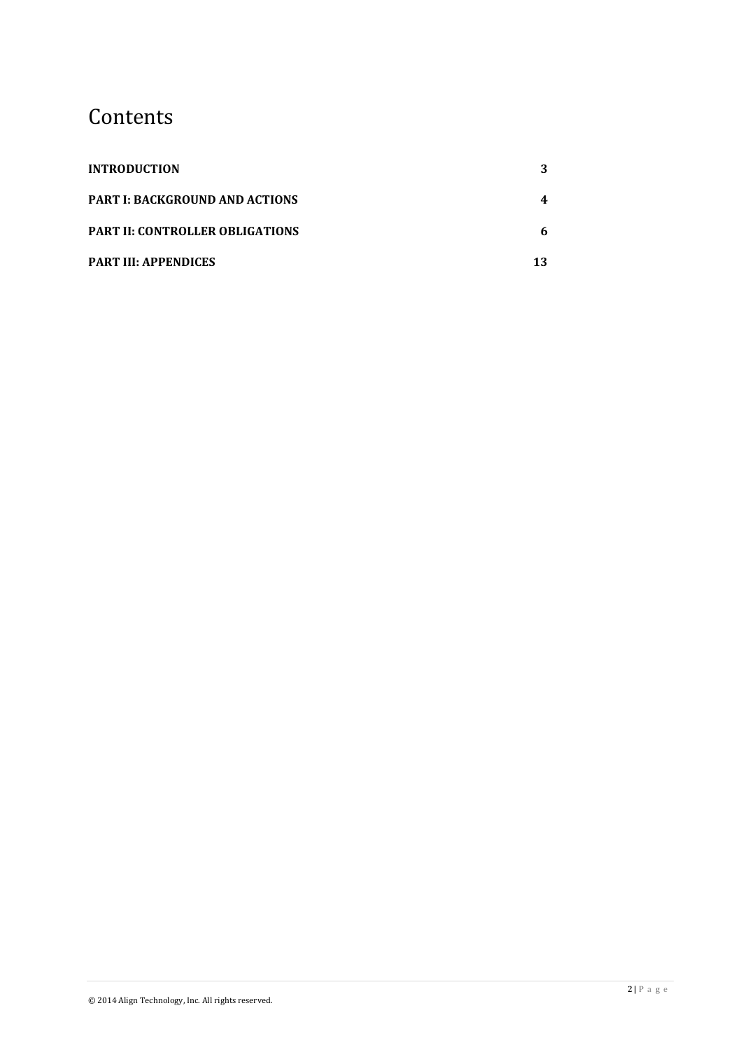# Contents

| | |
|---|---|
| **INTRODUCTION** | **3** |
| **PART I: BACKGROUND AND ACTIONS** | **4** |
| **PART II: CONTROLLER OBLIGATIONS** | **6** |
| **PART III: APPENDICES** | **13** |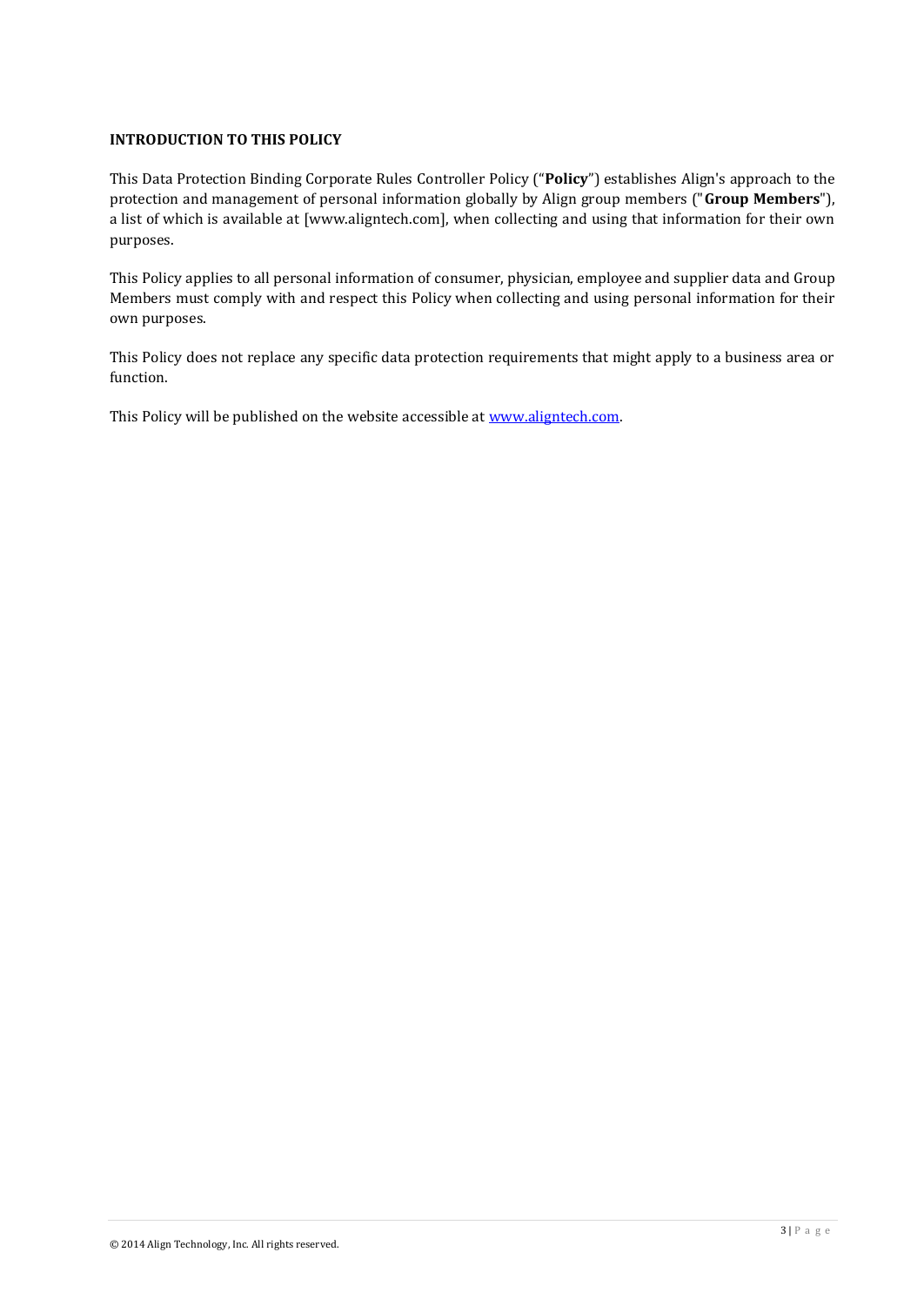## INTRODUCTION TO THIS POLICY

This Data Protection Binding Corporate Rules Controller Policy ("**Policy**") establishes Align's approach to the protection and management of personal information globally by Align group members ("**Group Members**"), a list of which is available at [www.aligntech.com], when collecting and using that information for their own purposes.

This Policy applies to all personal information of consumer, physician, employee and supplier data and Group Members must comply with and respect this Policy when collecting and using personal information for their own purposes.

This Policy does not replace any specific data protection requirements that might apply to a business area or function.

This Policy will be published on the website accessible at www.aligntech.com.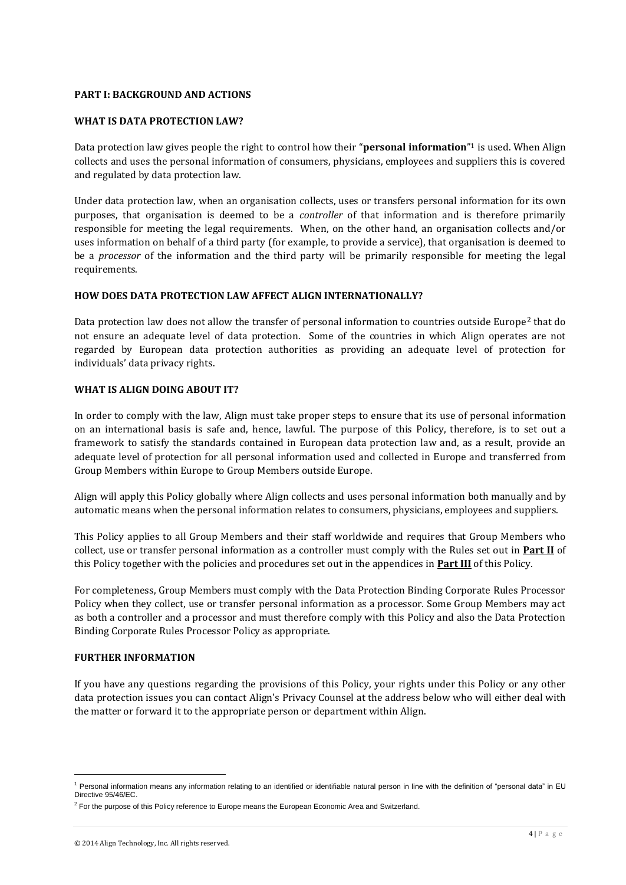## PART I: BACKGROUND AND ACTIONS

### WHAT IS DATA PROTECTION LAW?

Data protection law gives people the right to control how their "**personal information**"[1] is used. When Align collects and uses the personal information of consumers, physicians, employees and suppliers this is covered and regulated by data protection law.

Under data protection law, when an organisation collects, uses or transfers personal information for its own purposes, that organisation is deemed to be a *controller* of that information and is therefore primarily responsible for meeting the legal requirements. When, on the other hand, an organisation collects and/or uses information on behalf of a third party (for example, to provide a service), that organisation is deemed to be a *processor* of the information and the third party will be primarily responsible for meeting the legal requirements.

### HOW DOES DATA PROTECTION LAW AFFECT ALIGN INTERNATIONALLY?

Data protection law does not allow the transfer of personal information to countries outside Europe[2] that do not ensure an adequate level of data protection. Some of the countries in which Align operates are not regarded by European data protection authorities as providing an adequate level of protection for individuals' data privacy rights.

### WHAT IS ALIGN DOING ABOUT IT?

In order to comply with the law, Align must take proper steps to ensure that its use of personal information on an international basis is safe and, hence, lawful. The purpose of this Policy, therefore, is to set out a framework to satisfy the standards contained in European data protection law and, as a result, provide an adequate level of protection for all personal information used and collected in Europe and transferred from Group Members within Europe to Group Members outside Europe.

Align will apply this Policy globally where Align collects and uses personal information both manually and by automatic means when the personal information relates to consumers, physicians, employees and suppliers.

This Policy applies to all Group Members and their staff worldwide and requires that Group Members who collect, use or transfer personal information as a controller must comply with the Rules set out in **Part II** of this Policy together with the policies and procedures set out in the appendices in **Part III** of this Policy.

For completeness, Group Members must comply with the Data Protection Binding Corporate Rules Processor Policy when they collect, use or transfer personal information as a processor. Some Group Members may act as both a controller and a processor and must therefore comply with this Policy and also the Data Protection Binding Corporate Rules Processor Policy as appropriate.

### FURTHER INFORMATION

If you have any questions regarding the provisions of this Policy, your rights under this Policy or any other data protection issues you can contact Align's Privacy Counsel at the address below who will either deal with the matter or forward it to the appropriate person or department within Align.

---

[1] Personal information means any information relating to an identified or identifiable natural person in line with the definition of "personal data" in EU Directive 95/46/EC.

[2] For the purpose of this Policy reference to Europe means the European Economic Area and Switzerland.

© 2014 Align Technology, Inc. All rights reserved.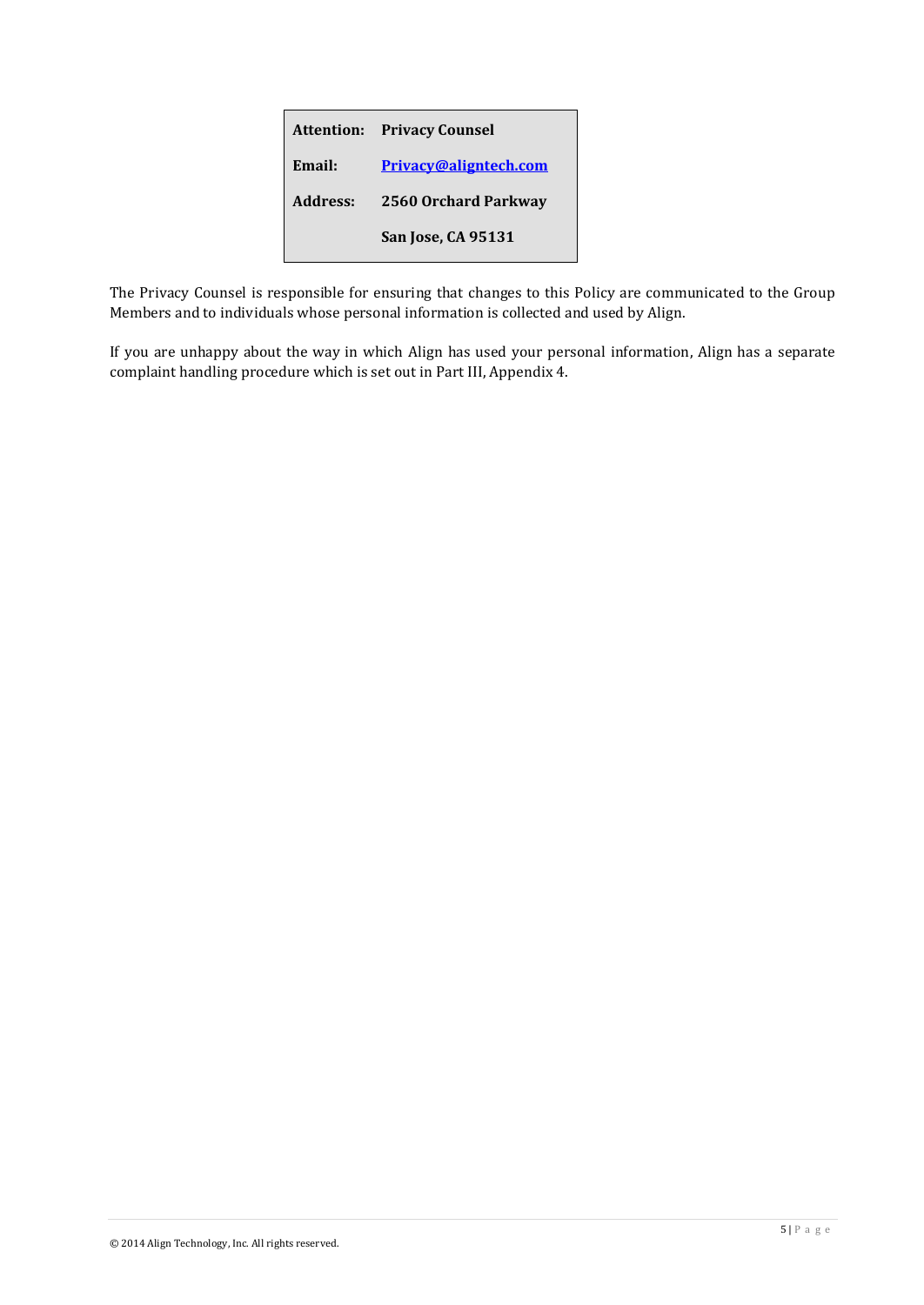| **Attention:** | **Privacy Counsel** |
| --- | --- |
| **Email:** | **Privacy@aligntech.com** |
| **Address:** | **2560 Orchard Parkway** |
| | **San Jose, CA 95131** |

The Privacy Counsel is responsible for ensuring that changes to this Policy are communicated to the Group Members and to individuals whose personal information is collected and used by Align.

If you are unhappy about the way in which Align has used your personal information, Align has a separate complaint handling procedure which is set out in Part III, Appendix 4.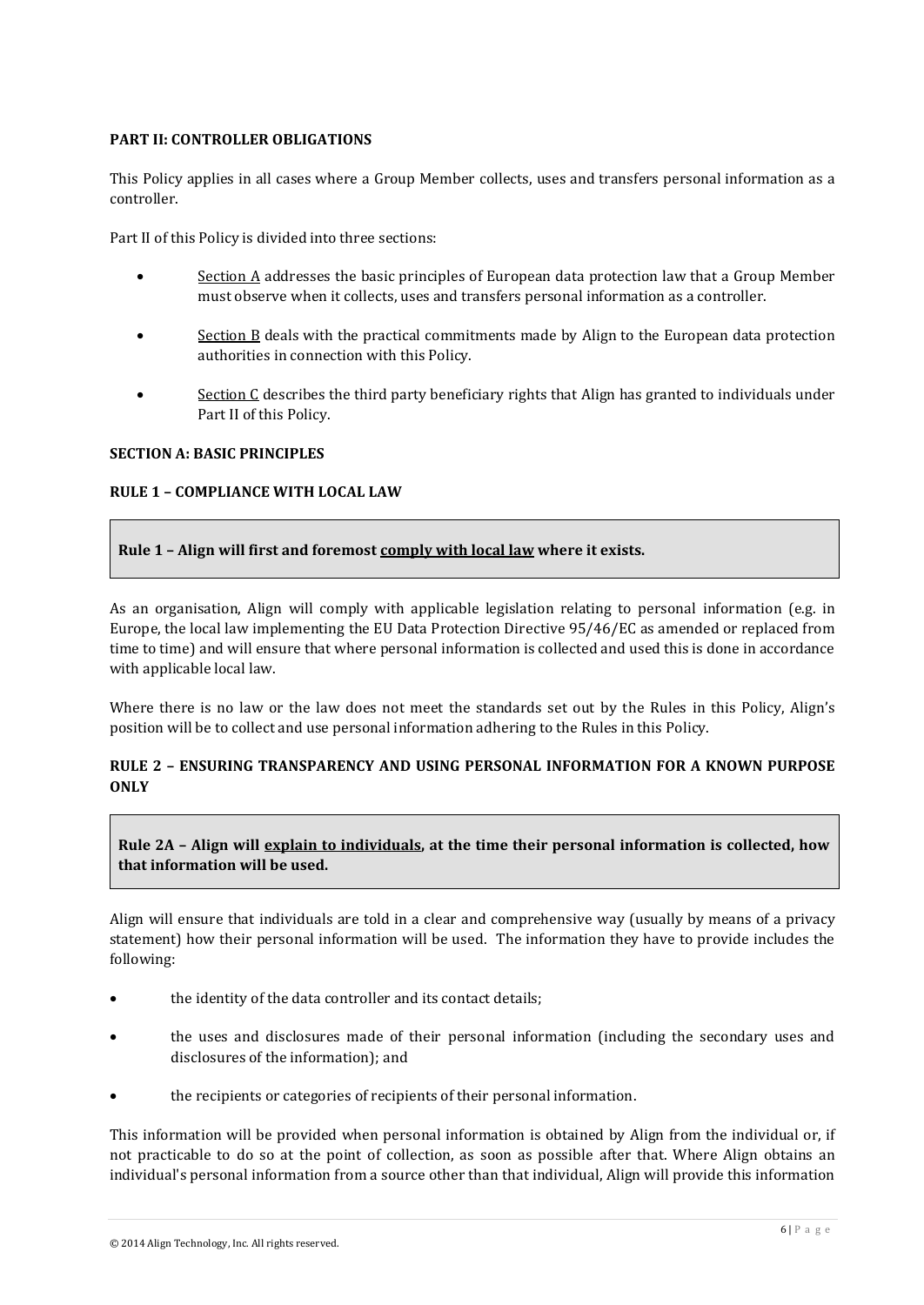**PART II: CONTROLLER OBLIGATIONS**

This Policy applies in all cases where a Group Member collects, uses and transfers personal information as a controller.

Part II of this Policy is divided into three sections:

- Section A addresses the basic principles of European data protection law that a Group Member must observe when it collects, uses and transfers personal information as a controller.
- Section B deals with the practical commitments made by Align to the European data protection authorities in connection with this Policy.
- Section C describes the third party beneficiary rights that Align has granted to individuals under Part II of this Policy.

**SECTION A: BASIC PRINCIPLES**

**RULE 1 – COMPLIANCE WITH LOCAL LAW**

> **Rule 1 – Align will first and foremost comply with local law where it exists.**

As an organisation, Align will comply with applicable legislation relating to personal information (e.g. in Europe, the local law implementing the EU Data Protection Directive 95/46/EC as amended or replaced from time to time) and will ensure that where personal information is collected and used this is done in accordance with applicable local law.

Where there is no law or the law does not meet the standards set out by the Rules in this Policy, Align's position will be to collect and use personal information adhering to the Rules in this Policy.

**RULE 2 – ENSURING TRANSPARENCY AND USING PERSONAL INFORMATION FOR A KNOWN PURPOSE ONLY**

> **Rule 2A – Align will explain to individuals, at the time their personal information is collected, how that information will be used.**

Align will ensure that individuals are told in a clear and comprehensive way (usually by means of a privacy statement) how their personal information will be used. The information they have to provide includes the following:

- the identity of the data controller and its contact details;
- the uses and disclosures made of their personal information (including the secondary uses and disclosures of the information); and
- the recipients or categories of recipients of their personal information.

This information will be provided when personal information is obtained by Align from the individual or, if not practicable to do so at the point of collection, as soon as possible after that. Where Align obtains an individual's personal information from a source other than that individual, Align will provide this information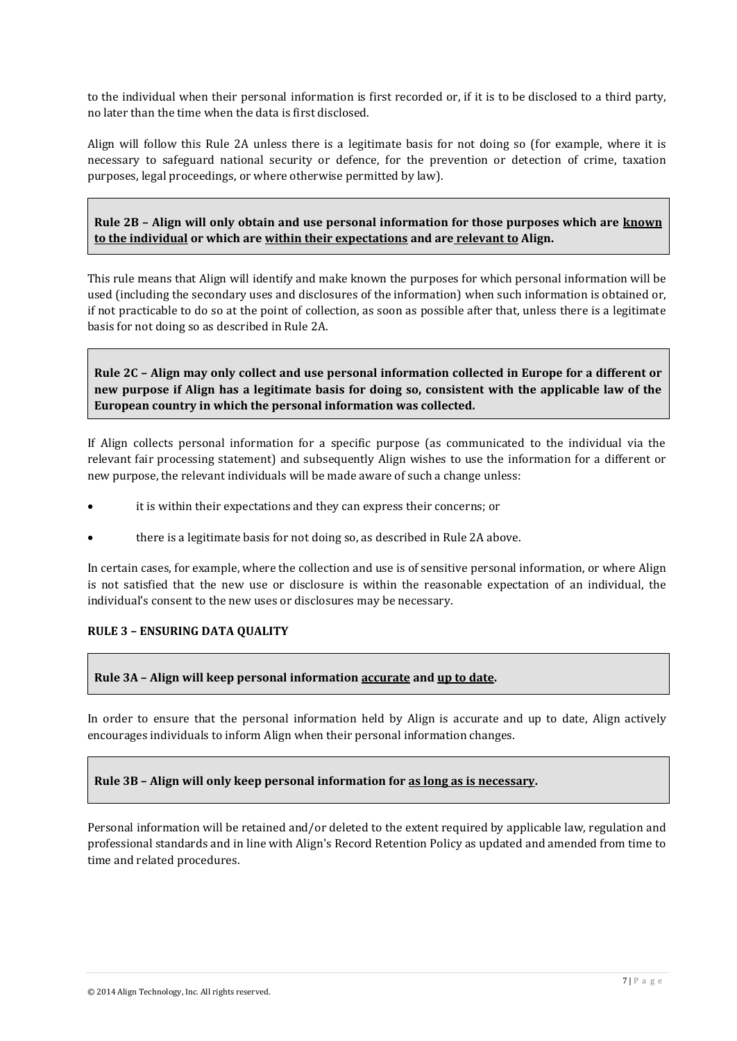to the individual when their personal information is first recorded or, if it is to be disclosed to a third party, no later than the time when the data is first disclosed.

Align will follow this Rule 2A unless there is a legitimate basis for not doing so (for example, where it is necessary to safeguard national security or defence, for the prevention or detection of crime, taxation purposes, legal proceedings, or where otherwise permitted by law).

**Rule 2B – Align will only obtain and use personal information for those purposes which are <u>known to the individual</u> or which are <u>within their expectations</u> and are <u>relevant to</u> Align.**

This rule means that Align will identify and make known the purposes for which personal information will be used (including the secondary uses and disclosures of the information) when such information is obtained or, if not practicable to do so at the point of collection, as soon as possible after that, unless there is a legitimate basis for not doing so as described in Rule 2A.

**Rule 2C – Align may only collect and use personal information collected in Europe for a different or new purpose if Align has a legitimate basis for doing so, consistent with the applicable law of the European country in which the personal information was collected.**

If Align collects personal information for a specific purpose (as communicated to the individual via the relevant fair processing statement) and subsequently Align wishes to use the information for a different or new purpose, the relevant individuals will be made aware of such a change unless:

- it is within their expectations and they can express their concerns; or
- there is a legitimate basis for not doing so, as described in Rule 2A above.

In certain cases, for example, where the collection and use is of sensitive personal information, or where Align is not satisfied that the new use or disclosure is within the reasonable expectation of an individual, the individual's consent to the new uses or disclosures may be necessary.

**RULE 3 – ENSURING DATA QUALITY**

**Rule 3A – Align will keep personal information <u>accurate</u> and <u>up to date</u>.**

In order to ensure that the personal information held by Align is accurate and up to date, Align actively encourages individuals to inform Align when their personal information changes.

**Rule 3B – Align will only keep personal information for <u>as long as is necessary</u>.**

Personal information will be retained and/or deleted to the extent required by applicable law, regulation and professional standards and in line with Align's Record Retention Policy as updated and amended from time to time and related procedures.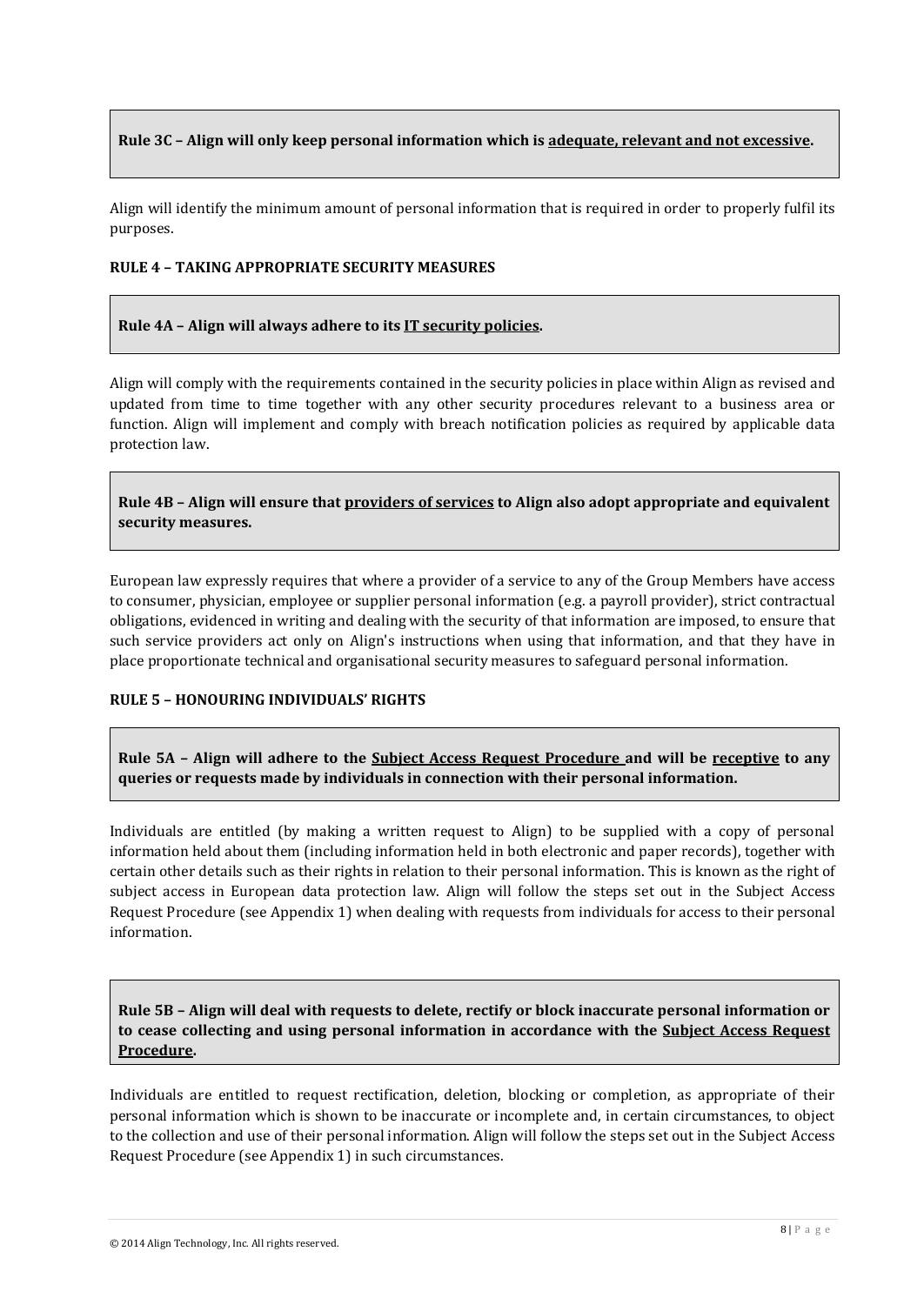**Rule 3C – Align will only keep personal information which is adequate, relevant and not excessive.**

Align will identify the minimum amount of personal information that is required in order to properly fulfil its purposes.

### RULE 4 – TAKING APPROPRIATE SECURITY MEASURES

**Rule 4A – Align will always adhere to its IT security policies.**

Align will comply with the requirements contained in the security policies in place within Align as revised and updated from time to time together with any other security procedures relevant to a business area or function. Align will implement and comply with breach notification policies as required by applicable data protection law.

**Rule 4B – Align will ensure that providers of services to Align also adopt appropriate and equivalent security measures.**

European law expressly requires that where a provider of a service to any of the Group Members have access to consumer, physician, employee or supplier personal information (e.g. a payroll provider), strict contractual obligations, evidenced in writing and dealing with the security of that information are imposed, to ensure that such service providers act only on Align's instructions when using that information, and that they have in place proportionate technical and organisational security measures to safeguard personal information.

### RULE 5 – HONOURING INDIVIDUALS' RIGHTS

**Rule 5A – Align will adhere to the Subject Access Request Procedure and will be receptive to any queries or requests made by individuals in connection with their personal information.**

Individuals are entitled (by making a written request to Align) to be supplied with a copy of personal information held about them (including information held in both electronic and paper records), together with certain other details such as their rights in relation to their personal information. This is known as the right of subject access in European data protection law. Align will follow the steps set out in the Subject Access Request Procedure (see Appendix 1) when dealing with requests from individuals for access to their personal information.

**Rule 5B – Align will deal with requests to delete, rectify or block inaccurate personal information or to cease collecting and using personal information in accordance with the Subject Access Request Procedure.**

Individuals are entitled to request rectification, deletion, blocking or completion, as appropriate of their personal information which is shown to be inaccurate or incomplete and, in certain circumstances, to object to the collection and use of their personal information. Align will follow the steps set out in the Subject Access Request Procedure (see Appendix 1) in such circumstances.

© 2014 Align Technology, Inc. All rights reserved.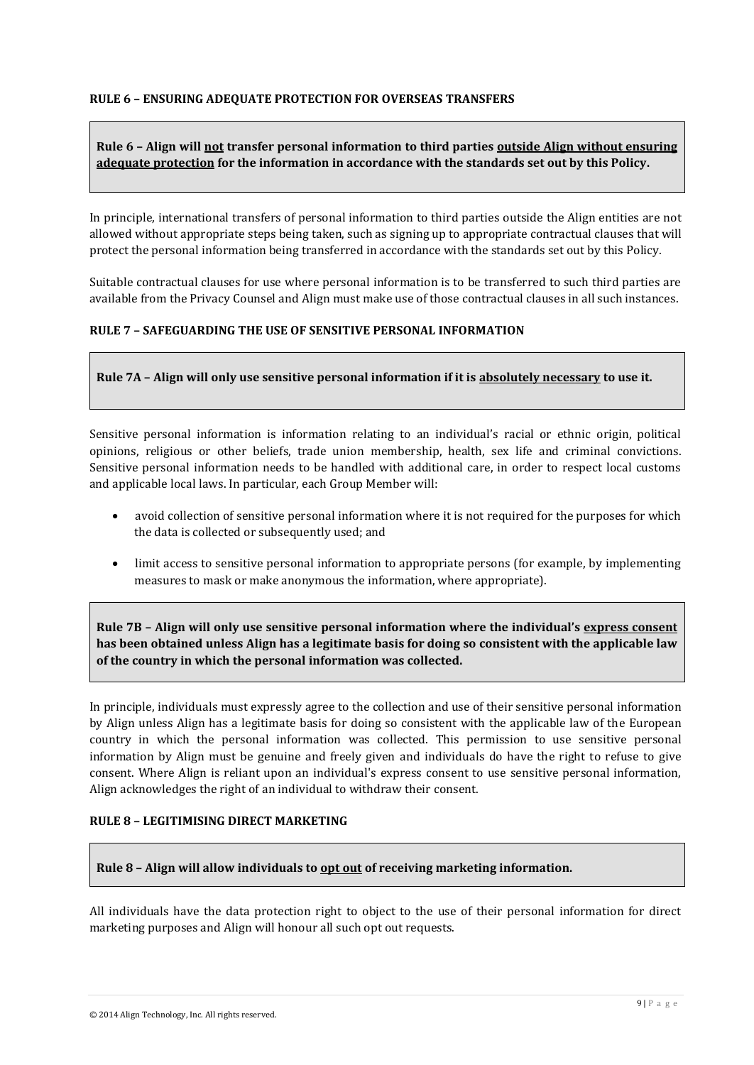### RULE 6 – ENSURING ADEQUATE PROTECTION FOR OVERSEAS TRANSFERS

**Rule 6 – Align will <u>not</u> transfer personal information to third parties <u>outside Align without ensuring adequate protection</u> for the information in accordance with the standards set out by this Policy.**

In principle, international transfers of personal information to third parties outside the Align entities are not allowed without appropriate steps being taken, such as signing up to appropriate contractual clauses that will protect the personal information being transferred in accordance with the standards set out by this Policy.

Suitable contractual clauses for use where personal information is to be transferred to such third parties are available from the Privacy Counsel and Align must make use of those contractual clauses in all such instances.

### RULE 7 – SAFEGUARDING THE USE OF SENSITIVE PERSONAL INFORMATION

**Rule 7A – Align will only use sensitive personal information if it is <u>absolutely necessary</u> to use it.**

Sensitive personal information is information relating to an individual's racial or ethnic origin, political opinions, religious or other beliefs, trade union membership, health, sex life and criminal convictions. Sensitive personal information needs to be handled with additional care, in order to respect local customs and applicable local laws. In particular, each Group Member will:

- avoid collection of sensitive personal information where it is not required for the purposes for which the data is collected or subsequently used; and
- limit access to sensitive personal information to appropriate persons (for example, by implementing measures to mask or make anonymous the information, where appropriate).

**Rule 7B – Align will only use sensitive personal information where the individual's <u>express consent</u> has been obtained unless Align has a legitimate basis for doing so consistent with the applicable law of the country in which the personal information was collected.**

In principle, individuals must expressly agree to the collection and use of their sensitive personal information by Align unless Align has a legitimate basis for doing so consistent with the applicable law of the European country in which the personal information was collected. This permission to use sensitive personal information by Align must be genuine and freely given and individuals do have the right to refuse to give consent. Where Align is reliant upon an individual's express consent to use sensitive personal information, Align acknowledges the right of an individual to withdraw their consent.

### RULE 8 – LEGITIMISING DIRECT MARKETING

**Rule 8 – Align will allow individuals to <u>opt out</u> of receiving marketing information.**

All individuals have the data protection right to object to the use of their personal information for direct marketing purposes and Align will honour all such opt out requests.

© 2014 Align Technology, Inc. All rights reserved.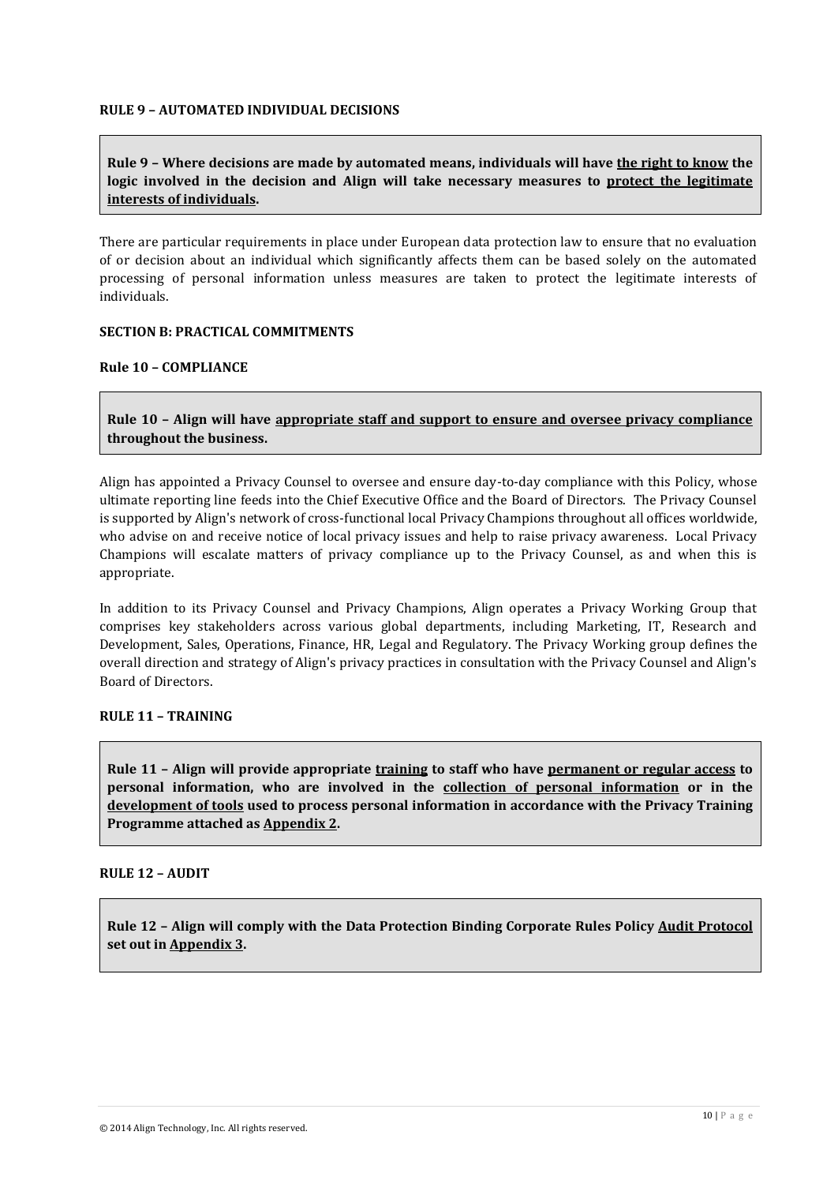### RULE 9 – AUTOMATED INDIVIDUAL DECISIONS

> **Rule 9 – Where decisions are made by automated means, individuals will have <u>the right to know</u> the logic involved in the decision and Align will take necessary measures to <u>protect the legitimate interests of individuals</u>.**

There are particular requirements in place under European data protection law to ensure that no evaluation of or decision about an individual which significantly affects them can be based solely on the automated processing of personal information unless measures are taken to protect the legitimate interests of individuals.

## SECTION B: PRACTICAL COMMITMENTS

### Rule 10 – COMPLIANCE

> **Rule 10 – Align will have <u>appropriate staff and support to ensure and oversee privacy compliance</u> throughout the business.**

Align has appointed a Privacy Counsel to oversee and ensure day-to-day compliance with this Policy, whose ultimate reporting line feeds into the Chief Executive Office and the Board of Directors. The Privacy Counsel is supported by Align's network of cross-functional local Privacy Champions throughout all offices worldwide, who advise on and receive notice of local privacy issues and help to raise privacy awareness. Local Privacy Champions will escalate matters of privacy compliance up to the Privacy Counsel, as and when this is appropriate.

In addition to its Privacy Counsel and Privacy Champions, Align operates a Privacy Working Group that comprises key stakeholders across various global departments, including Marketing, IT, Research and Development, Sales, Operations, Finance, HR, Legal and Regulatory. The Privacy Working group defines the overall direction and strategy of Align's privacy practices in consultation with the Privacy Counsel and Align's Board of Directors.

### RULE 11 – TRAINING

> **Rule 11 – Align will provide appropriate <u>training</u> to staff who have <u>permanent or regular access</u> to personal information, who are involved in the <u>collection of personal information</u> or in the <u>development of tools</u> used to process personal information in accordance with the Privacy Training Programme attached as <u>Appendix 2</u>.**

### RULE 12 – AUDIT

> **Rule 12 – Align will comply with the Data Protection Binding Corporate Rules Policy <u>Audit Protocol</u> set out in <u>Appendix 3</u>.**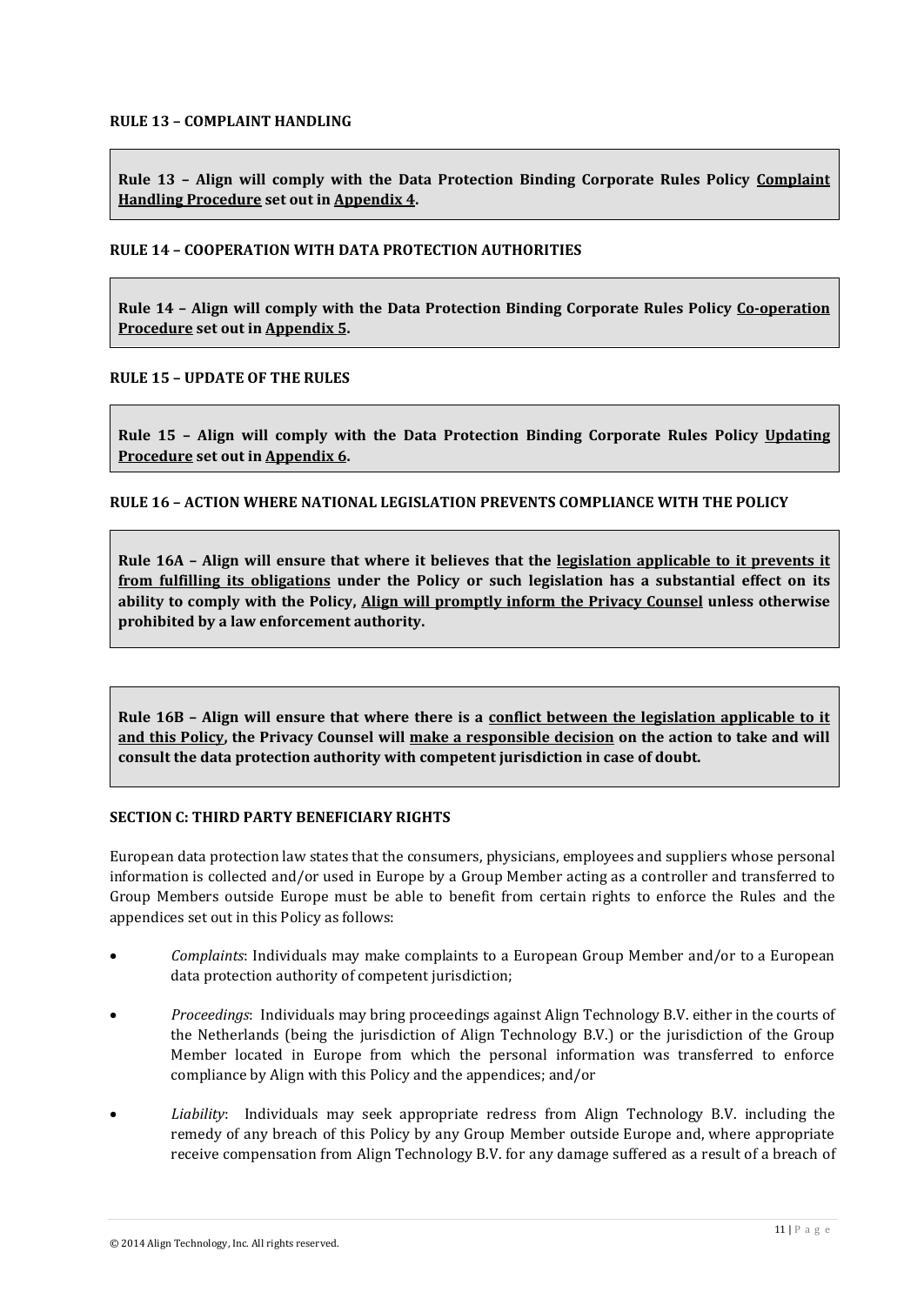**RULE 13 – COMPLAINT HANDLING**

> **Rule 13 – Align will comply with the Data Protection Binding Corporate Rules Policy <u>Complaint Handling Procedure</u> set out in <u>Appendix 4</u>.**

**RULE 14 – COOPERATION WITH DATA PROTECTION AUTHORITIES**

> **Rule 14 – Align will comply with the Data Protection Binding Corporate Rules Policy <u>Co-operation Procedure</u> set out in <u>Appendix 5</u>.**

**RULE 15 – UPDATE OF THE RULES**

> **Rule 15 – Align will comply with the Data Protection Binding Corporate Rules Policy <u>Updating Procedure</u> set out in <u>Appendix 6</u>.**

**RULE 16 – ACTION WHERE NATIONAL LEGISLATION PREVENTS COMPLIANCE WITH THE POLICY**

> **Rule 16A – Align will ensure that where it believes that the <u>legislation applicable to it prevents it from fulfilling its obligations</u> under the Policy or such legislation has a substantial effect on its ability to comply with the Policy, <u>Align will promptly inform the Privacy Counsel</u> unless otherwise prohibited by a law enforcement authority.**

> **Rule 16B – Align will ensure that where there is a <u>conflict between the legislation applicable to it and this Policy</u>, the Privacy Counsel will <u>make a responsible decision</u> on the action to take and will consult the data protection authority with competent jurisdiction in case of doubt.**

**SECTION C: THIRD PARTY BENEFICIARY RIGHTS**

European data protection law states that the consumers, physicians, employees and suppliers whose personal information is collected and/or used in Europe by a Group Member acting as a controller and transferred to Group Members outside Europe must be able to benefit from certain rights to enforce the Rules and the appendices set out in this Policy as follows:

- *Complaints*: Individuals may make complaints to a European Group Member and/or to a European data protection authority of competent jurisdiction;
- *Proceedings*: Individuals may bring proceedings against Align Technology B.V. either in the courts of the Netherlands (being the jurisdiction of Align Technology B.V.) or the jurisdiction of the Group Member located in Europe from which the personal information was transferred to enforce compliance by Align with this Policy and the appendices; and/or
- *Liability*: Individuals may seek appropriate redress from Align Technology B.V. including the remedy of any breach of this Policy by any Group Member outside Europe and, where appropriate receive compensation from Align Technology B.V. for any damage suffered as a result of a breach of

© 2014 Align Technology, Inc. All rights reserved.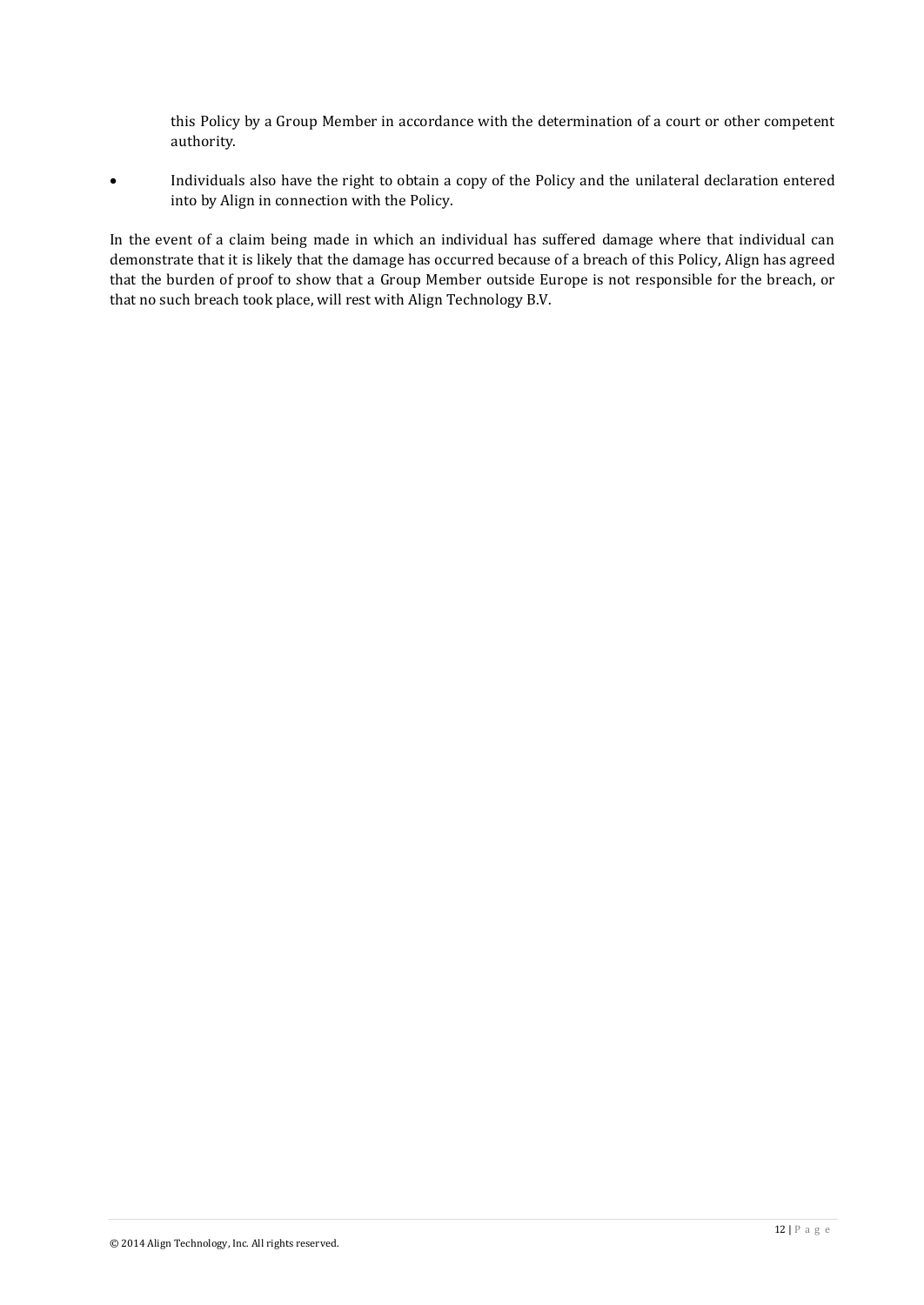this Policy by a Group Member in accordance with the determination of a court or other competent authority.

- Individuals also have the right to obtain a copy of the Policy and the unilateral declaration entered into by Align in connection with the Policy.

In the event of a claim being made in which an individual has suffered damage where that individual can demonstrate that it is likely that the damage has occurred because of a breach of this Policy, Align has agreed that the burden of proof to show that a Group Member outside Europe is not responsible for the breach, or that no such breach took place, will rest with Align Technology B.V.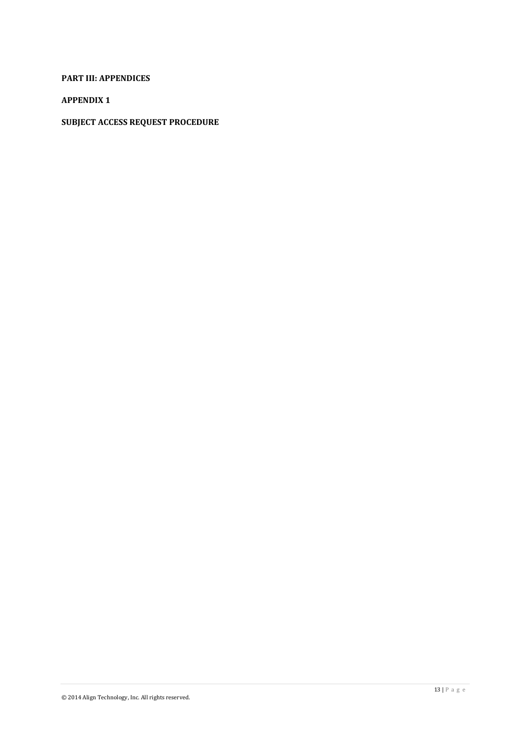# PART III: APPENDICES

## APPENDIX 1

## SUBJECT ACCESS REQUEST PROCEDURE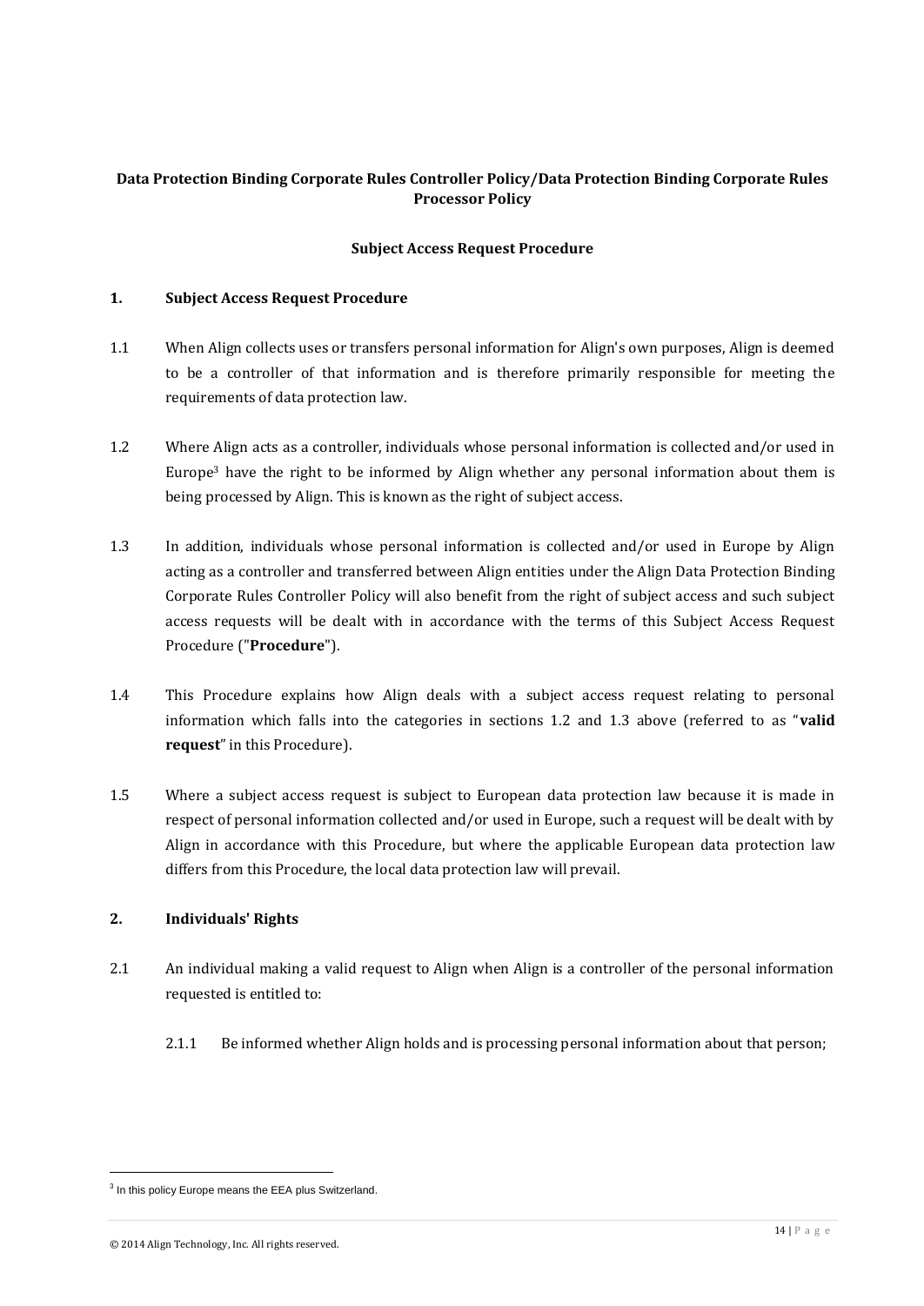**Data Protection Binding Corporate Rules Controller Policy/Data Protection Binding Corporate Rules Processor Policy**

**Subject Access Request Procedure**

## 1. Subject Access Request Procedure

1.1 When Align collects uses or transfers personal information for Align's own purposes, Align is deemed to be a controller of that information and is therefore primarily responsible for meeting the requirements of data protection law.

1.2 Where Align acts as a controller, individuals whose personal information is collected and/or used in Europe[3] have the right to be informed by Align whether any personal information about them is being processed by Align. This is known as the right of subject access.

1.3 In addition, individuals whose personal information is collected and/or used in Europe by Align acting as a controller and transferred between Align entities under the Align Data Protection Binding Corporate Rules Controller Policy will also benefit from the right of subject access and such subject access requests will be dealt with in accordance with the terms of this Subject Access Request Procedure ("**Procedure**").

1.4 This Procedure explains how Align deals with a subject access request relating to personal information which falls into the categories in sections 1.2 and 1.3 above (referred to as "**valid request**" in this Procedure).

1.5 Where a subject access request is subject to European data protection law because it is made in respect of personal information collected and/or used in Europe, such a request will be dealt with by Align in accordance with this Procedure, but where the applicable European data protection law differs from this Procedure, the local data protection law will prevail.

## 2. Individuals' Rights

2.1 An individual making a valid request to Align when Align is a controller of the personal information requested is entitled to:

2.1.1 Be informed whether Align holds and is processing personal information about that person;

---

[3] In this policy Europe means the EEA plus Switzerland.

© 2014 Align Technology, Inc. All rights reserved.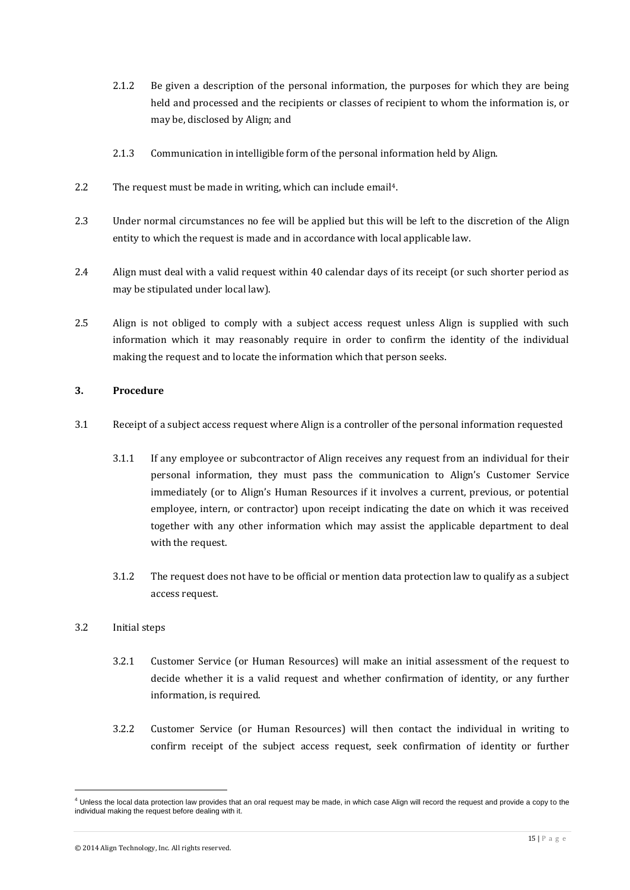2.1.2 Be given a description of the personal information, the purposes for which they are being held and processed and the recipients or classes of recipient to whom the information is, or may be, disclosed by Align; and

2.1.3 Communication in intelligible form of the personal information held by Align.

2.2 The request must be made in writing, which can include email[4].

2.3 Under normal circumstances no fee will be applied but this will be left to the discretion of the Align entity to which the request is made and in accordance with local applicable law.

2.4 Align must deal with a valid request within 40 calendar days of its receipt (or such shorter period as may be stipulated under local law).

2.5 Align is not obliged to comply with a subject access request unless Align is supplied with such information which it may reasonably require in order to confirm the identity of the individual making the request and to locate the information which that person seeks.

**3. Procedure**

3.1 Receipt of a subject access request where Align is a controller of the personal information requested

3.1.1 If any employee or subcontractor of Align receives any request from an individual for their personal information, they must pass the communication to Align's Customer Service immediately (or to Align's Human Resources if it involves a current, previous, or potential employee, intern, or contractor) upon receipt indicating the date on which it was received together with any other information which may assist the applicable department to deal with the request.

3.1.2 The request does not have to be official or mention data protection law to qualify as a subject access request.

3.2 Initial steps

3.2.1 Customer Service (or Human Resources) will make an initial assessment of the request to decide whether it is a valid request and whether confirmation of identity, or any further information, is required.

3.2.2 Customer Service (or Human Resources) will then contact the individual in writing to confirm receipt of the subject access request, seek confirmation of identity or further

[4] Unless the local data protection law provides that an oral request may be made, in which case Align will record the request and provide a copy to the individual making the request before dealing with it.

© 2014 Align Technology, Inc. All rights reserved.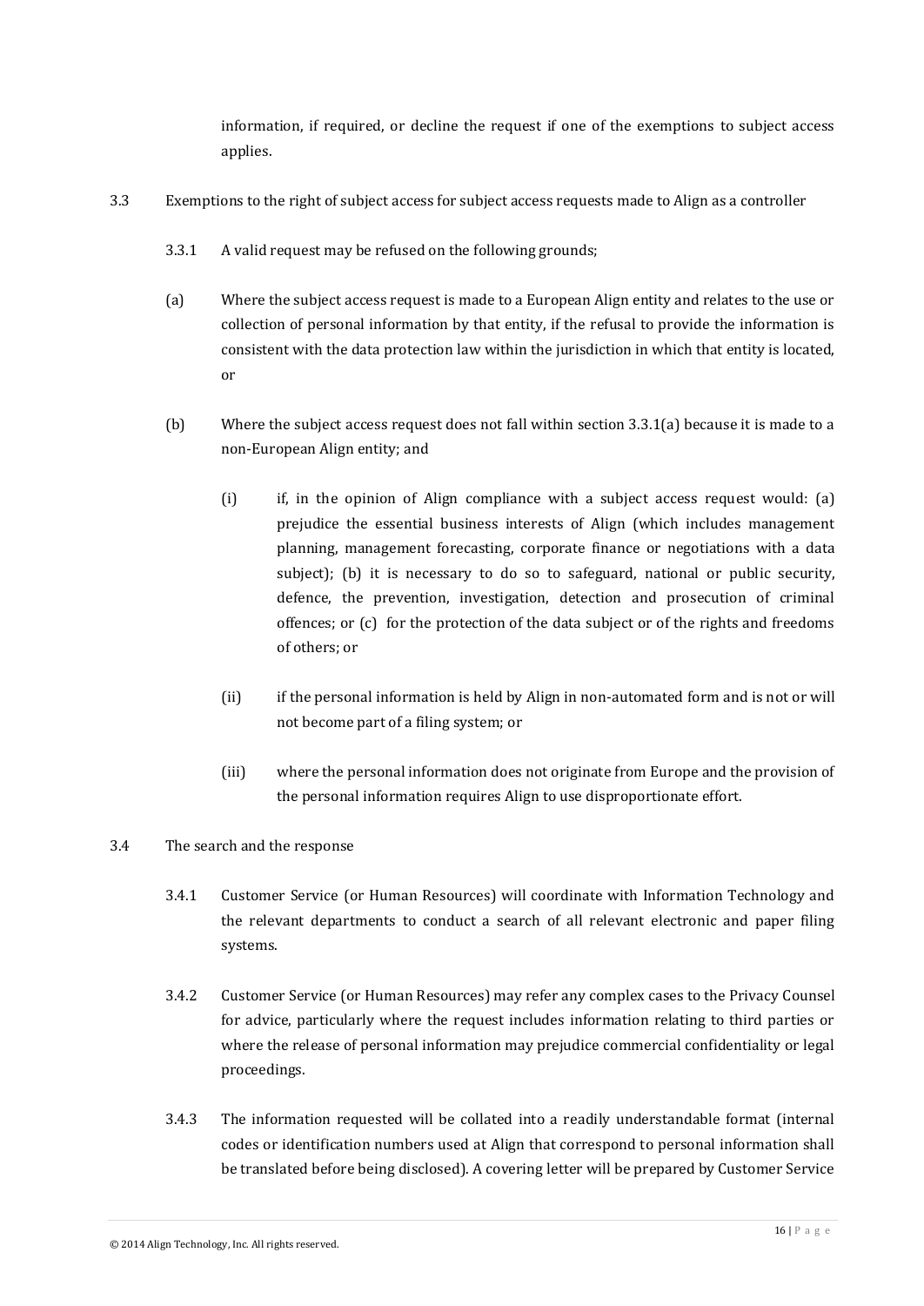information, if required, or decline the request if one of the exemptions to subject access applies.

3.3 Exemptions to the right of subject access for subject access requests made to Align as a controller

3.3.1 A valid request may be refused on the following grounds;

(a) Where the subject access request is made to a European Align entity and relates to the use or collection of personal information by that entity, if the refusal to provide the information is consistent with the data protection law within the jurisdiction in which that entity is located, or

(b) Where the subject access request does not fall within section 3.3.1(a) because it is made to a non-European Align entity; and

(i) if, in the opinion of Align compliance with a subject access request would: (a) prejudice the essential business interests of Align (which includes management planning, management forecasting, corporate finance or negotiations with a data subject); (b) it is necessary to do so to safeguard, national or public security, defence, the prevention, investigation, detection and prosecution of criminal offences; or (c) for the protection of the data subject or of the rights and freedoms of others; or

(ii) if the personal information is held by Align in non-automated form and is not or will not become part of a filing system; or

(iii) where the personal information does not originate from Europe and the provision of the personal information requires Align to use disproportionate effort.

3.4 The search and the response

3.4.1 Customer Service (or Human Resources) will coordinate with Information Technology and the relevant departments to conduct a search of all relevant electronic and paper filing systems.

3.4.2 Customer Service (or Human Resources) may refer any complex cases to the Privacy Counsel for advice, particularly where the request includes information relating to third parties or where the release of personal information may prejudice commercial confidentiality or legal proceedings.

3.4.3 The information requested will be collated into a readily understandable format (internal codes or identification numbers used at Align that correspond to personal information shall be translated before being disclosed). A covering letter will be prepared by Customer Service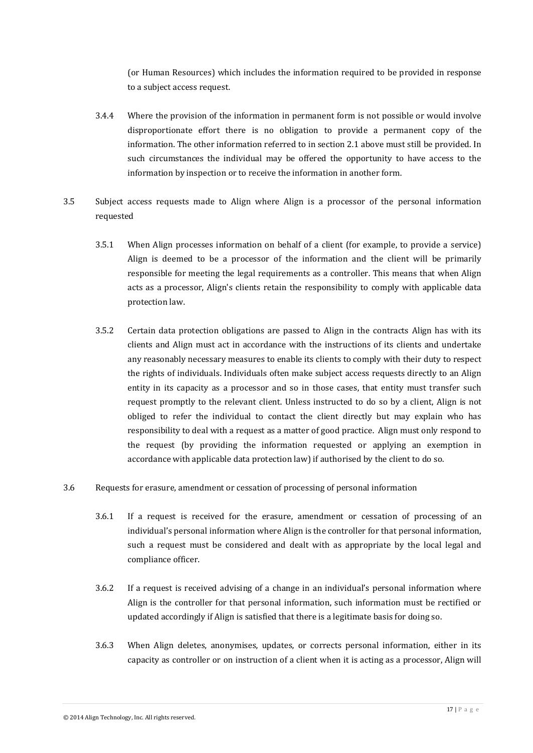(or Human Resources) which includes the information required to be provided in response to a subject access request.

3.4.4 Where the provision of the information in permanent form is not possible or would involve disproportionate effort there is no obligation to provide a permanent copy of the information. The other information referred to in section 2.1 above must still be provided. In such circumstances the individual may be offered the opportunity to have access to the information by inspection or to receive the information in another form.

3.5 Subject access requests made to Align where Align is a processor of the personal information requested

3.5.1 When Align processes information on behalf of a client (for example, to provide a service) Align is deemed to be a processor of the information and the client will be primarily responsible for meeting the legal requirements as a controller. This means that when Align acts as a processor, Align's clients retain the responsibility to comply with applicable data protection law.

3.5.2 Certain data protection obligations are passed to Align in the contracts Align has with its clients and Align must act in accordance with the instructions of its clients and undertake any reasonably necessary measures to enable its clients to comply with their duty to respect the rights of individuals. Individuals often make subject access requests directly to an Align entity in its capacity as a processor and so in those cases, that entity must transfer such request promptly to the relevant client. Unless instructed to do so by a client, Align is not obliged to refer the individual to contact the client directly but may explain who has responsibility to deal with a request as a matter of good practice. Align must only respond to the request (by providing the information requested or applying an exemption in accordance with applicable data protection law) if authorised by the client to do so.

3.6 Requests for erasure, amendment or cessation of processing of personal information

3.6.1 If a request is received for the erasure, amendment or cessation of processing of an individual's personal information where Align is the controller for that personal information, such a request must be considered and dealt with as appropriate by the local legal and compliance officer.

3.6.2 If a request is received advising of a change in an individual's personal information where Align is the controller for that personal information, such information must be rectified or updated accordingly if Align is satisfied that there is a legitimate basis for doing so.

3.6.3 When Align deletes, anonymises, updates, or corrects personal information, either in its capacity as controller or on instruction of a client when it is acting as a processor, Align will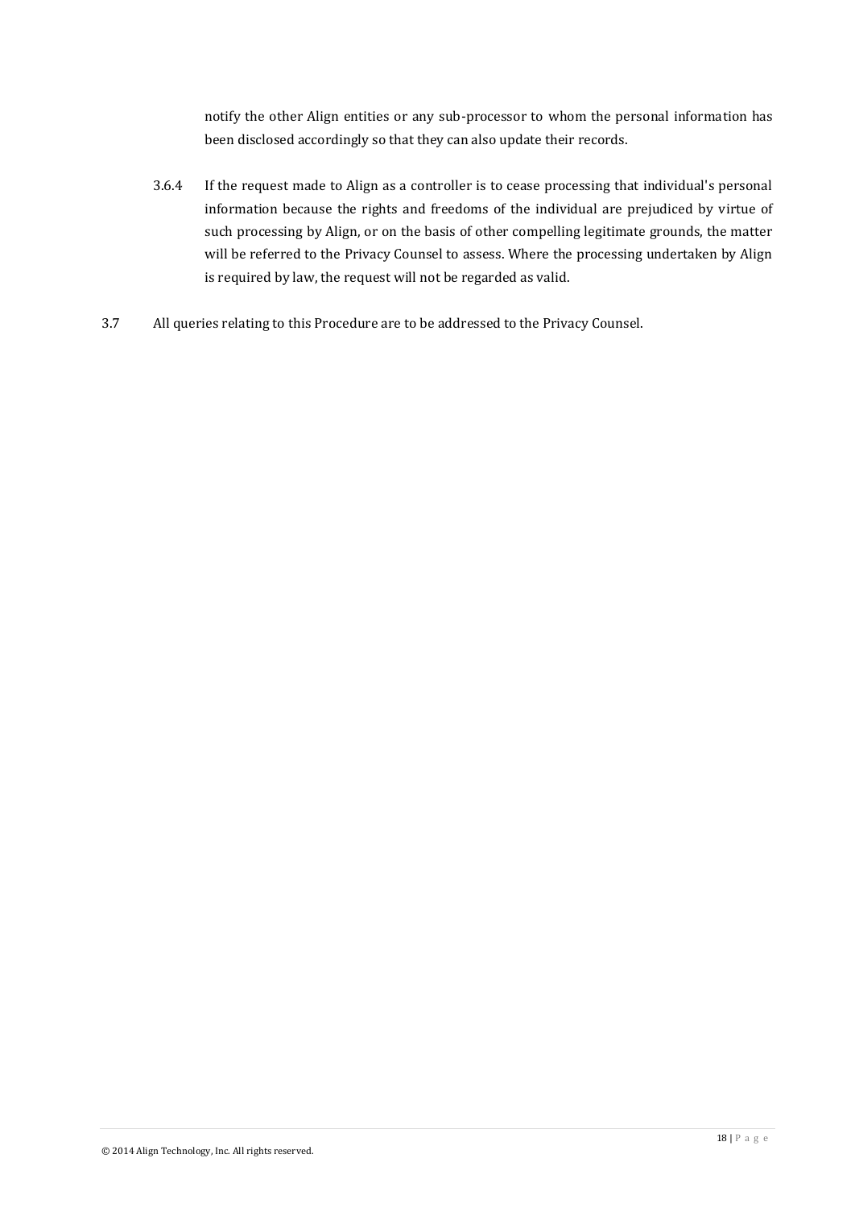notify the other Align entities or any sub-processor to whom the personal information has been disclosed accordingly so that they can also update their records.

3.6.4 If the request made to Align as a controller is to cease processing that individual's personal information because the rights and freedoms of the individual are prejudiced by virtue of such processing by Align, or on the basis of other compelling legitimate grounds, the matter will be referred to the Privacy Counsel to assess. Where the processing undertaken by Align is required by law, the request will not be regarded as valid.

3.7 All queries relating to this Procedure are to be addressed to the Privacy Counsel.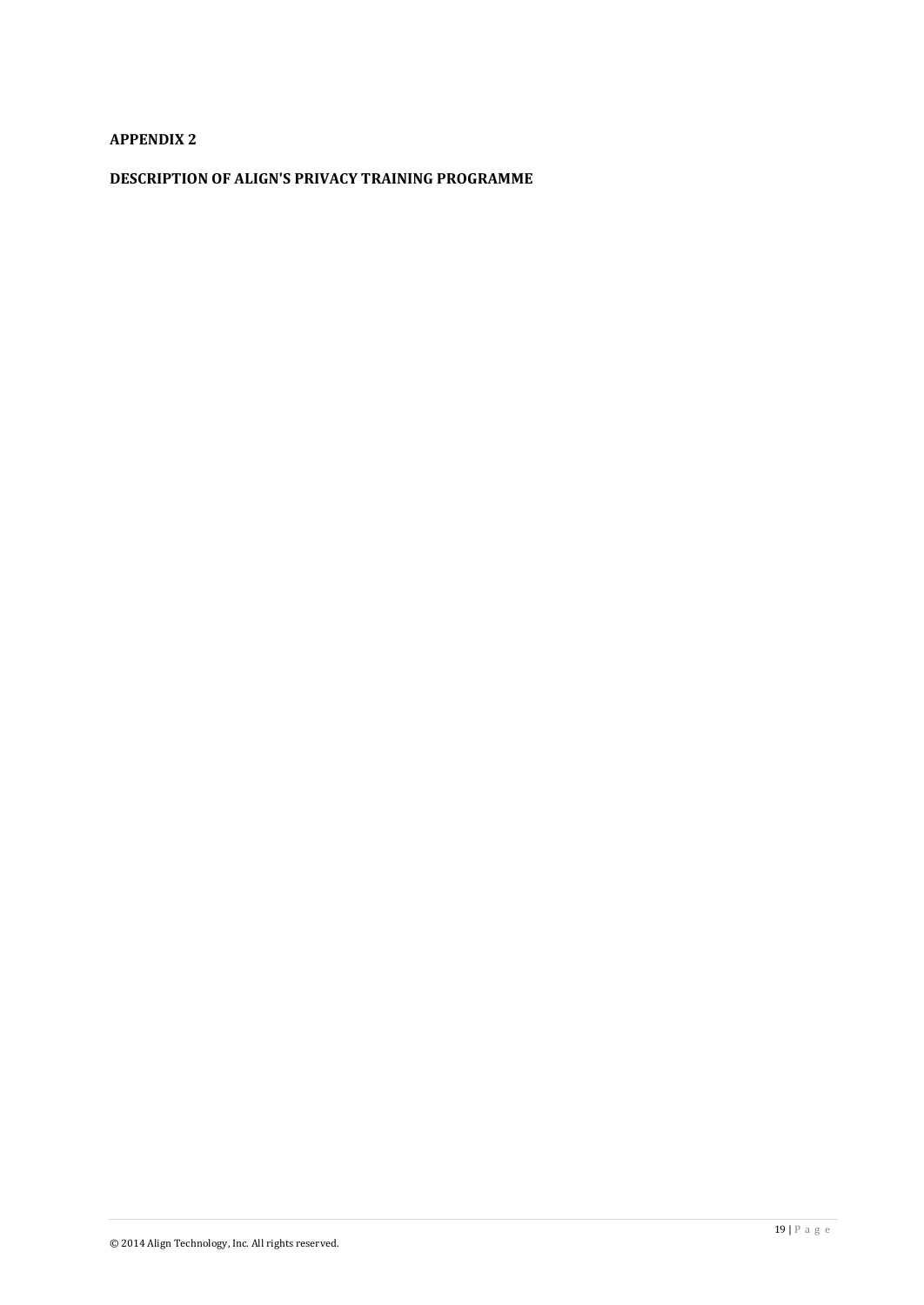**APPENDIX 2**

**DESCRIPTION OF ALIGN'S PRIVACY TRAINING PROGRAMME**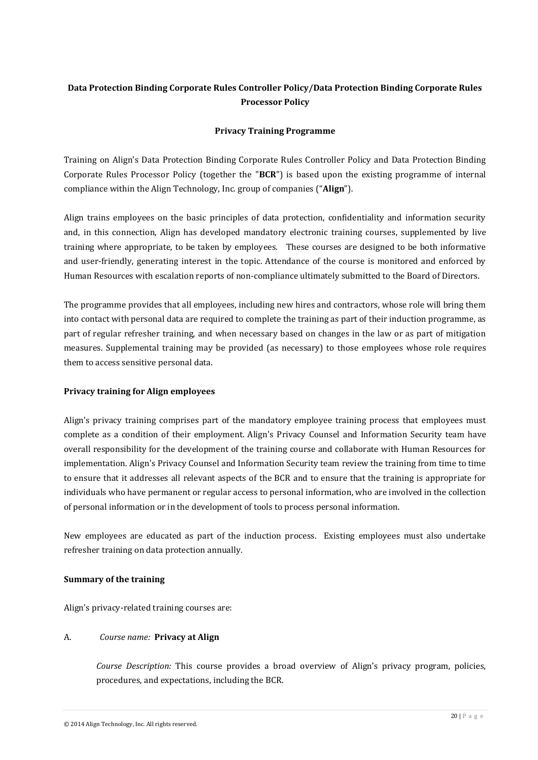**Data Protection Binding Corporate Rules Controller Policy/Data Protection Binding Corporate Rules Processor Policy**

**Privacy Training Programme**

Training on Align's Data Protection Binding Corporate Rules Controller Policy and Data Protection Binding Corporate Rules Processor Policy (together the "**BCR**") is based upon the existing programme of internal compliance within the Align Technology, Inc. group of companies ("**Align**").

Align trains employees on the basic principles of data protection, confidentiality and information security and, in this connection, Align has developed mandatory electronic training courses, supplemented by live training where appropriate, to be taken by employees. These courses are designed to be both informative and user-friendly, generating interest in the topic. Attendance of the course is monitored and enforced by Human Resources with escalation reports of non-compliance ultimately submitted to the Board of Directors.

The programme provides that all employees, including new hires and contractors, whose role will bring them into contact with personal data are required to complete the training as part of their induction programme, as part of regular refresher training, and when necessary based on changes in the law or as part of mitigation measures. Supplemental training may be provided (as necessary) to those employees whose role requires them to access sensitive personal data.

**Privacy training for Align employees**

Align's privacy training comprises part of the mandatory employee training process that employees must complete as a condition of their employment. Align's Privacy Counsel and Information Security team have overall responsibility for the development of the training course and collaborate with Human Resources for implementation. Align's Privacy Counsel and Information Security team review the training from time to time to ensure that it addresses all relevant aspects of the BCR and to ensure that the training is appropriate for individuals who have permanent or regular access to personal information, who are involved in the collection of personal information or in the development of tools to process personal information.

New employees are educated as part of the induction process. Existing employees must also undertake refresher training on data protection annually.

**Summary of the training**

Align's privacy-related training courses are:

A. *Course name:* **Privacy at Align**

*Course Description:* This course provides a broad overview of Align's privacy program, policies, procedures, and expectations, including the BCR.

© 2014 Align Technology, Inc. All rights reserved.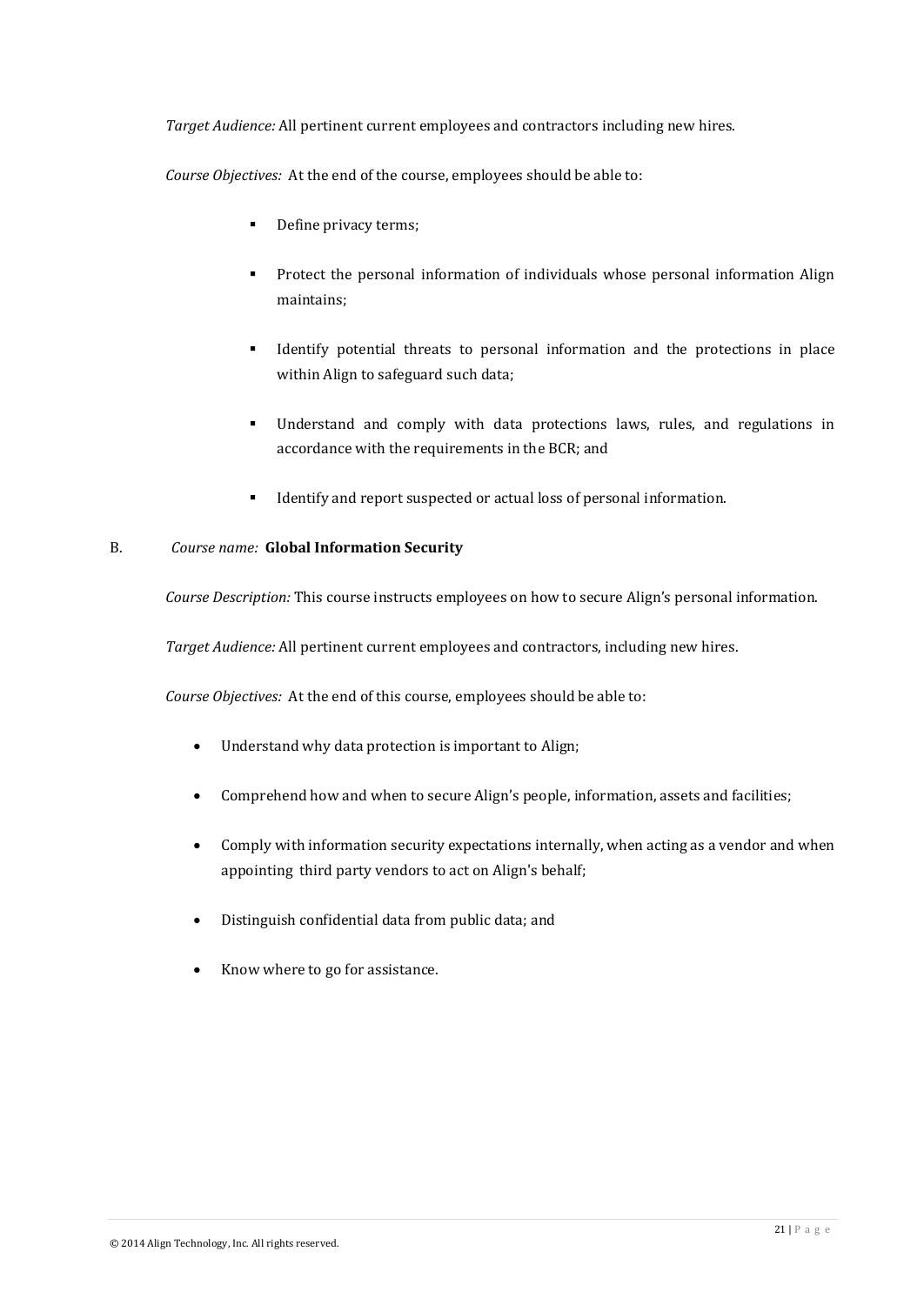*Target Audience:* All pertinent current employees and contractors including new hires.

*Course Objectives:* At the end of the course, employees should be able to:

- Define privacy terms;
- Protect the personal information of individuals whose personal information Align maintains;
- Identify potential threats to personal information and the protections in place within Align to safeguard such data;
- Understand and comply with data protections laws, rules, and regulations in accordance with the requirements in the BCR; and
- Identify and report suspected or actual loss of personal information.

B. *Course name:* **Global Information Security**

*Course Description:* This course instructs employees on how to secure Align's personal information.

*Target Audience:* All pertinent current employees and contractors, including new hires.

*Course Objectives:* At the end of this course, employees should be able to:

- Understand why data protection is important to Align;
- Comprehend how and when to secure Align's people, information, assets and facilities;
- Comply with information security expectations internally, when acting as a vendor and when appointing third party vendors to act on Align's behalf;
- Distinguish confidential data from public data; and
- Know where to go for assistance.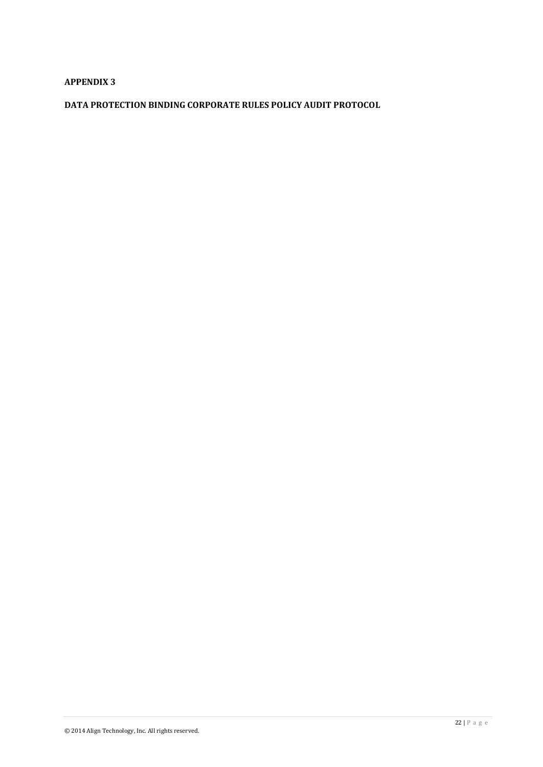**APPENDIX 3**

**DATA PROTECTION BINDING CORPORATE RULES POLICY AUDIT PROTOCOL**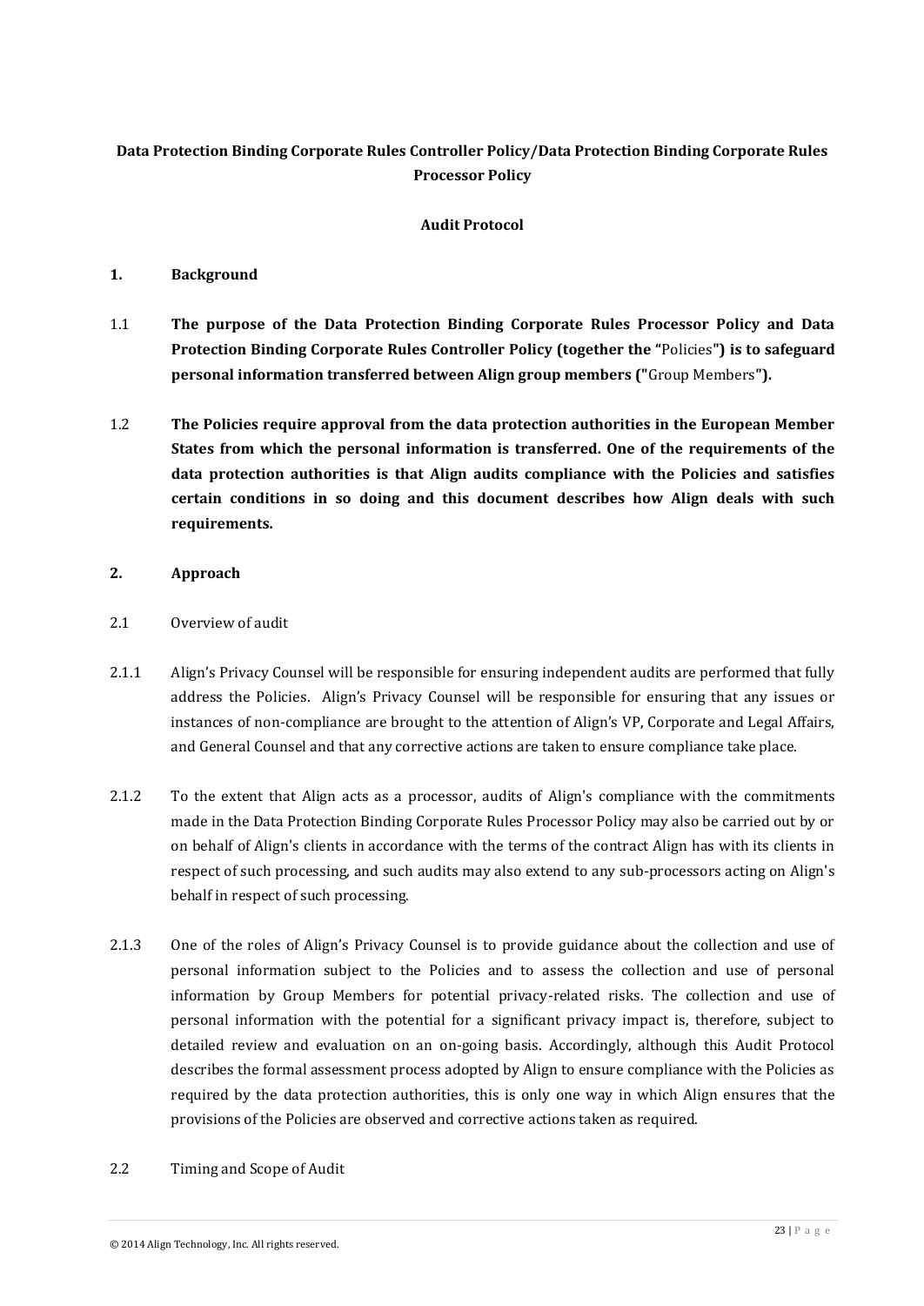**Data Protection Binding Corporate Rules Controller Policy/Data Protection Binding Corporate Rules Processor Policy**

**Audit Protocol**

## 1. Background

1.1 **The purpose of the Data Protection Binding Corporate Rules Processor Policy and Data Protection Binding Corporate Rules Controller Policy (together the "**Policies**") is to safeguard personal information transferred between Align group members ("**Group Members**").**

1.2 **The Policies require approval from the data protection authorities in the European Member States from which the personal information is transferred. One of the requirements of the data protection authorities is that Align audits compliance with the Policies and satisfies certain conditions in so doing and this document describes how Align deals with such requirements.**

## 2. Approach

2.1 Overview of audit

2.1.1 Align's Privacy Counsel will be responsible for ensuring independent audits are performed that fully address the Policies. Align's Privacy Counsel will be responsible for ensuring that any issues or instances of non-compliance are brought to the attention of Align's VP, Corporate and Legal Affairs, and General Counsel and that any corrective actions are taken to ensure compliance take place.

2.1.2 To the extent that Align acts as a processor, audits of Align's compliance with the commitments made in the Data Protection Binding Corporate Rules Processor Policy may also be carried out by or on behalf of Align's clients in accordance with the terms of the contract Align has with its clients in respect of such processing, and such audits may also extend to any sub-processors acting on Align's behalf in respect of such processing.

2.1.3 One of the roles of Align's Privacy Counsel is to provide guidance about the collection and use of personal information subject to the Policies and to assess the collection and use of personal information by Group Members for potential privacy-related risks. The collection and use of personal information with the potential for a significant privacy impact is, therefore, subject to detailed review and evaluation on an on-going basis. Accordingly, although this Audit Protocol describes the formal assessment process adopted by Align to ensure compliance with the Policies as required by the data protection authorities, this is only one way in which Align ensures that the provisions of the Policies are observed and corrective actions taken as required.

2.2 Timing and Scope of Audit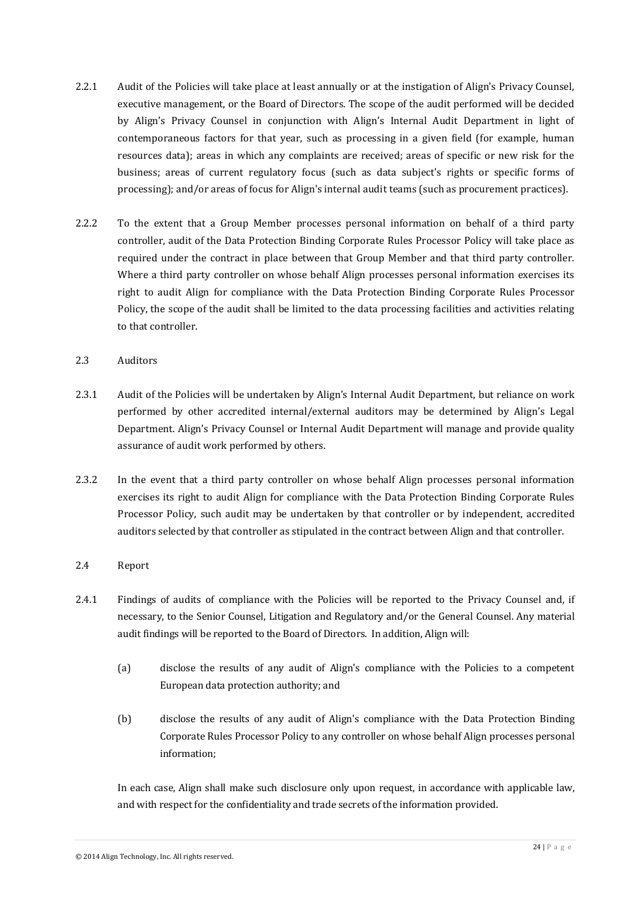2.2.1 Audit of the Policies will take place at least annually or at the instigation of Align's Privacy Counsel, executive management, or the Board of Directors. The scope of the audit performed will be decided by Align's Privacy Counsel in conjunction with Align's Internal Audit Department in light of contemporaneous factors for that year, such as processing in a given field (for example, human resources data); areas in which any complaints are received; areas of specific or new risk for the business; areas of current regulatory focus (such as data subject's rights or specific forms of processing); and/or areas of focus for Align's internal audit teams (such as procurement practices).

2.2.2 To the extent that a Group Member processes personal information on behalf of a third party controller, audit of the Data Protection Binding Corporate Rules Processor Policy will take place as required under the contract in place between that Group Member and that third party controller. Where a third party controller on whose behalf Align processes personal information exercises its right to audit Align for compliance with the Data Protection Binding Corporate Rules Processor Policy, the scope of the audit shall be limited to the data processing facilities and activities relating to that controller.

2.3 Auditors

2.3.1 Audit of the Policies will be undertaken by Align's Internal Audit Department, but reliance on work performed by other accredited internal/external auditors may be determined by Align's Legal Department. Align's Privacy Counsel or Internal Audit Department will manage and provide quality assurance of audit work performed by others.

2.3.2 In the event that a third party controller on whose behalf Align processes personal information exercises its right to audit Align for compliance with the Data Protection Binding Corporate Rules Processor Policy, such audit may be undertaken by that controller or by independent, accredited auditors selected by that controller as stipulated in the contract between Align and that controller.

2.4 Report

2.4.1 Findings of audits of compliance with the Policies will be reported to the Privacy Counsel and, if necessary, to the Senior Counsel, Litigation and Regulatory and/or the General Counsel. Any material audit findings will be reported to the Board of Directors. In addition, Align will:

(a) disclose the results of any audit of Align's compliance with the Policies to a competent European data protection authority; and

(b) disclose the results of any audit of Align's compliance with the Data Protection Binding Corporate Rules Processor Policy to any controller on whose behalf Align processes personal information;

In each case, Align shall make such disclosure only upon request, in accordance with applicable law, and with respect for the confidentiality and trade secrets of the information provided.

© 2014 Align Technology, Inc. All rights reserved.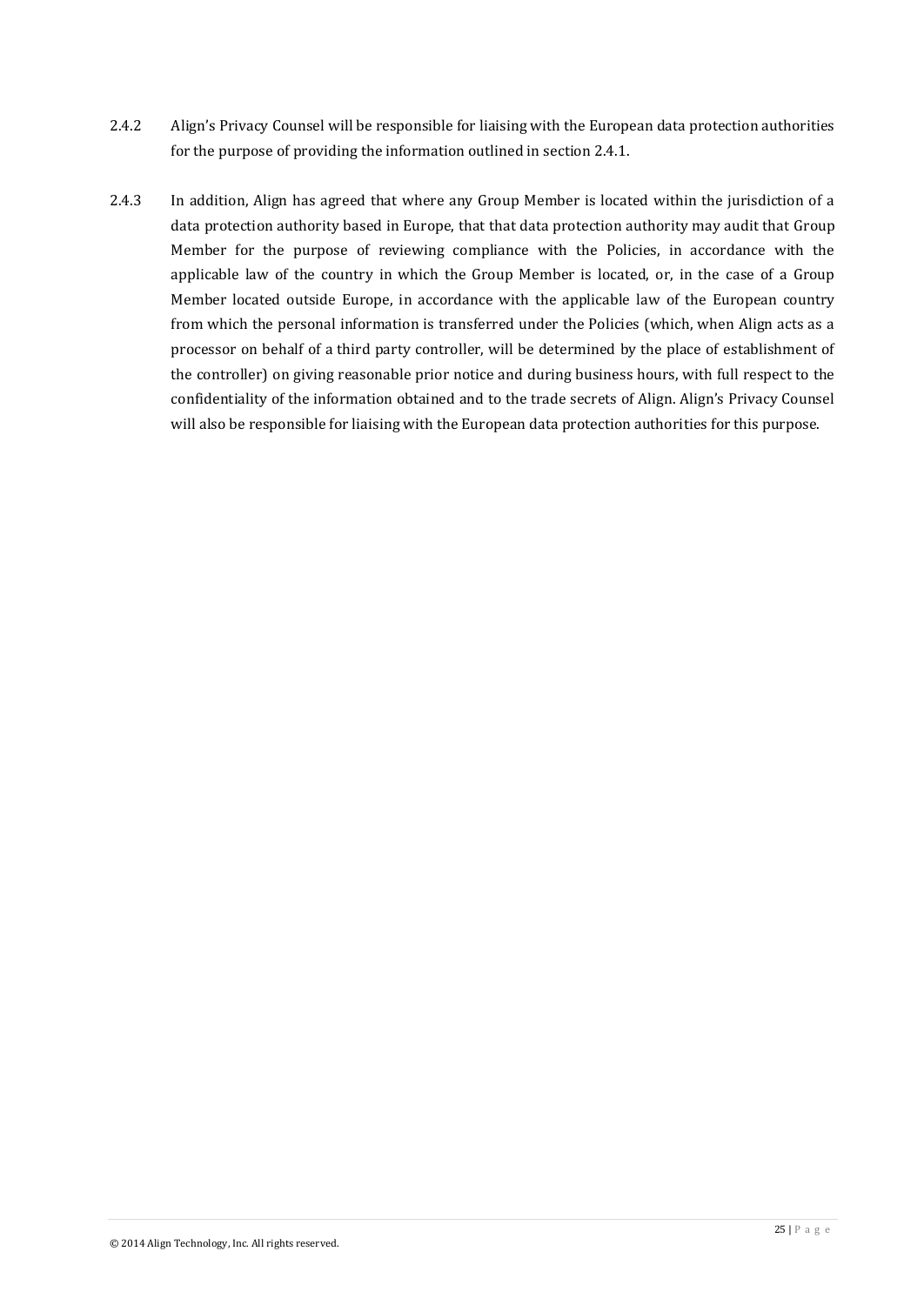2.4.2 Align's Privacy Counsel will be responsible for liaising with the European data protection authorities for the purpose of providing the information outlined in section 2.4.1.

2.4.3 In addition, Align has agreed that where any Group Member is located within the jurisdiction of a data protection authority based in Europe, that that data protection authority may audit that Group Member for the purpose of reviewing compliance with the Policies, in accordance with the applicable law of the country in which the Group Member is located, or, in the case of a Group Member located outside Europe, in accordance with the applicable law of the European country from which the personal information is transferred under the Policies (which, when Align acts as a processor on behalf of a third party controller, will be determined by the place of establishment of the controller) on giving reasonable prior notice and during business hours, with full respect to the confidentiality of the information obtained and to the trade secrets of Align. Align's Privacy Counsel will also be responsible for liaising with the European data protection authorities for this purpose.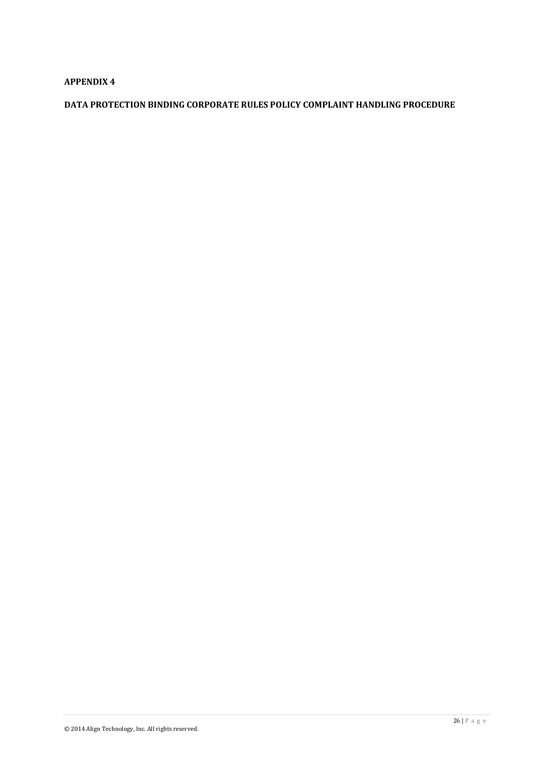**APPENDIX 4**

**DATA PROTECTION BINDING CORPORATE RULES POLICY COMPLAINT HANDLING PROCEDURE**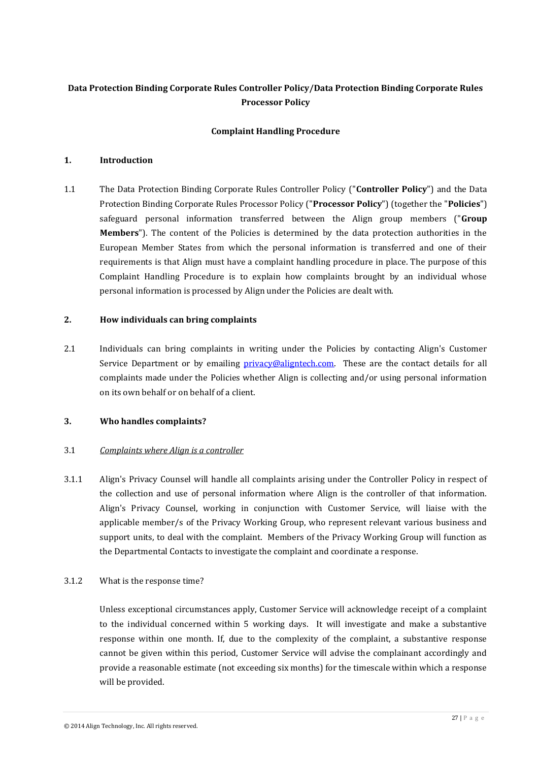**Data Protection Binding Corporate Rules Controller Policy/Data Protection Binding Corporate Rules Processor Policy**

**Complaint Handling Procedure**

## 1. Introduction

1.1 The Data Protection Binding Corporate Rules Controller Policy ("**Controller Policy**") and the Data Protection Binding Corporate Rules Processor Policy ("**Processor Policy**") (together the "**Policies**") safeguard personal information transferred between the Align group members ("**Group Members**"). The content of the Policies is determined by the data protection authorities in the European Member States from which the personal information is transferred and one of their requirements is that Align must have a complaint handling procedure in place. The purpose of this Complaint Handling Procedure is to explain how complaints brought by an individual whose personal information is processed by Align under the Policies are dealt with.

## 2. How individuals can bring complaints

2.1 Individuals can bring complaints in writing under the Policies by contacting Align's Customer Service Department or by emailing privacy@aligntech.com. These are the contact details for all complaints made under the Policies whether Align is collecting and/or using personal information on its own behalf or on behalf of a client.

## 3. Who handles complaints?

3.1 *Complaints where Align is a controller*

3.1.1 Align's Privacy Counsel will handle all complaints arising under the Controller Policy in respect of the collection and use of personal information where Align is the controller of that information. Align's Privacy Counsel, working in conjunction with Customer Service, will liaise with the applicable member/s of the Privacy Working Group, who represent relevant various business and support units, to deal with the complaint. Members of the Privacy Working Group will function as the Departmental Contacts to investigate the complaint and coordinate a response.

3.1.2 What is the response time?

Unless exceptional circumstances apply, Customer Service will acknowledge receipt of a complaint to the individual concerned within 5 working days. It will investigate and make a substantive response within one month. If, due to the complexity of the complaint, a substantive response cannot be given within this period, Customer Service will advise the complainant accordingly and provide a reasonable estimate (not exceeding six months) for the timescale within which a response will be provided.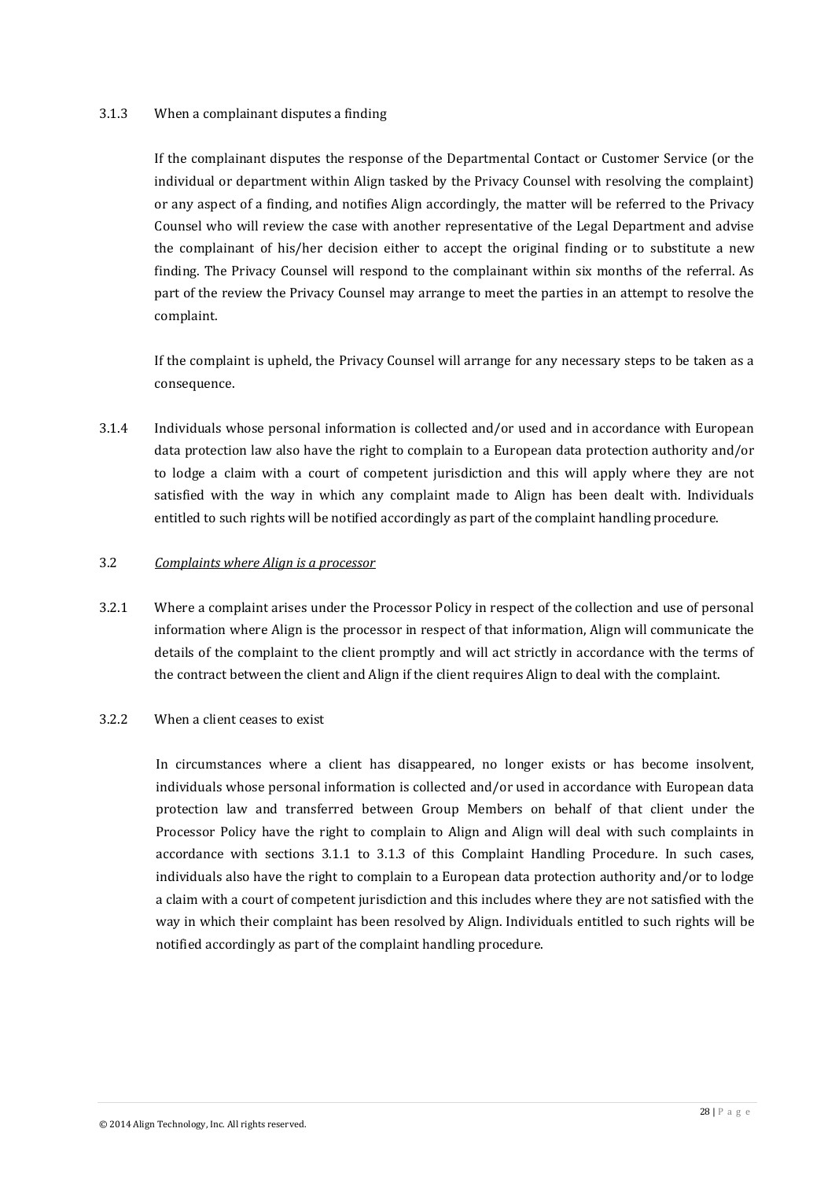3.1.3 When a complainant disputes a finding

If the complainant disputes the response of the Departmental Contact or Customer Service (or the individual or department within Align tasked by the Privacy Counsel with resolving the complaint) or any aspect of a finding, and notifies Align accordingly, the matter will be referred to the Privacy Counsel who will review the case with another representative of the Legal Department and advise the complainant of his/her decision either to accept the original finding or to substitute a new finding. The Privacy Counsel will respond to the complainant within six months of the referral. As part of the review the Privacy Counsel may arrange to meet the parties in an attempt to resolve the complaint.

If the complaint is upheld, the Privacy Counsel will arrange for any necessary steps to be taken as a consequence.

3.1.4 Individuals whose personal information is collected and/or used and in accordance with European data protection law also have the right to complain to a European data protection authority and/or to lodge a claim with a court of competent jurisdiction and this will apply where they are not satisfied with the way in which any complaint made to Align has been dealt with. Individuals entitled to such rights will be notified accordingly as part of the complaint handling procedure.

3.2 *Complaints where Align is a processor*

3.2.1 Where a complaint arises under the Processor Policy in respect of the collection and use of personal information where Align is the processor in respect of that information, Align will communicate the details of the complaint to the client promptly and will act strictly in accordance with the terms of the contract between the client and Align if the client requires Align to deal with the complaint.

3.2.2 When a client ceases to exist

In circumstances where a client has disappeared, no longer exists or has become insolvent, individuals whose personal information is collected and/or used in accordance with European data protection law and transferred between Group Members on behalf of that client under the Processor Policy have the right to complain to Align and Align will deal with such complaints in accordance with sections 3.1.1 to 3.1.3 of this Complaint Handling Procedure. In such cases, individuals also have the right to complain to a European data protection authority and/or to lodge a claim with a court of competent jurisdiction and this includes where they are not satisfied with the way in which their complaint has been resolved by Align. Individuals entitled to such rights will be notified accordingly as part of the complaint handling procedure.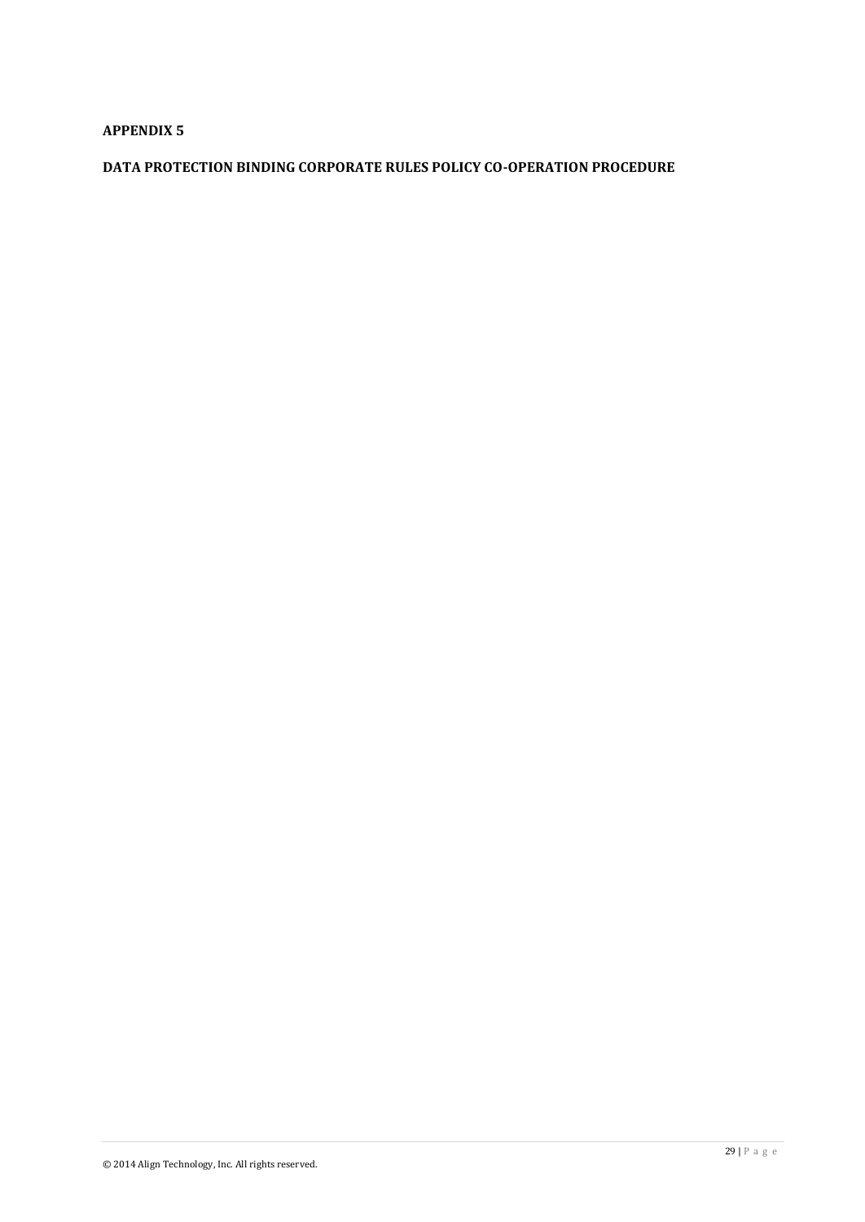**APPENDIX 5**

**DATA PROTECTION BINDING CORPORATE RULES POLICY CO-OPERATION PROCEDURE**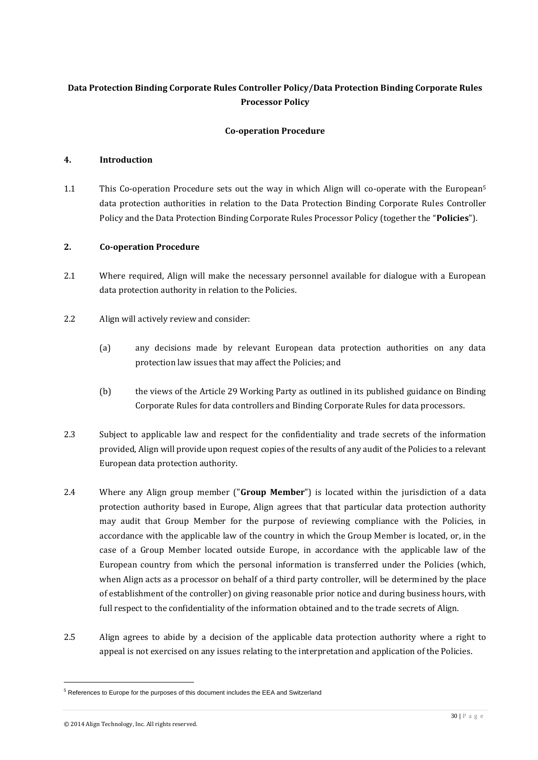**Data Protection Binding Corporate Rules Controller Policy/Data Protection Binding Corporate Rules Processor Policy**

**Co-operation Procedure**

**4. Introduction**

1.1 This Co-operation Procedure sets out the way in which Align will co-operate with the European[5] data protection authorities in relation to the Data Protection Binding Corporate Rules Controller Policy and the Data Protection Binding Corporate Rules Processor Policy (together the "**Policies**").

**2. Co-operation Procedure**

2.1 Where required, Align will make the necessary personnel available for dialogue with a European data protection authority in relation to the Policies.

2.2 Align will actively review and consider:

(a) any decisions made by relevant European data protection authorities on any data protection law issues that may affect the Policies; and

(b) the views of the Article 29 Working Party as outlined in its published guidance on Binding Corporate Rules for data controllers and Binding Corporate Rules for data processors.

2.3 Subject to applicable law and respect for the confidentiality and trade secrets of the information provided, Align will provide upon request copies of the results of any audit of the Policies to a relevant European data protection authority.

2.4 Where any Align group member ("**Group Member**") is located within the jurisdiction of a data protection authority based in Europe, Align agrees that that particular data protection authority may audit that Group Member for the purpose of reviewing compliance with the Policies, in accordance with the applicable law of the country in which the Group Member is located, or, in the case of a Group Member located outside Europe, in accordance with the applicable law of the European country from which the personal information is transferred under the Policies (which, when Align acts as a processor on behalf of a third party controller, will be determined by the place of establishment of the controller) on giving reasonable prior notice and during business hours, with full respect to the confidentiality of the information obtained and to the trade secrets of Align.

2.5 Align agrees to abide by a decision of the applicable data protection authority where a right to appeal is not exercised on any issues relating to the interpretation and application of the Policies.

---

[5] References to Europe for the purposes of this document includes the EEA and Switzerland

© 2014 Align Technology, Inc. All rights reserved.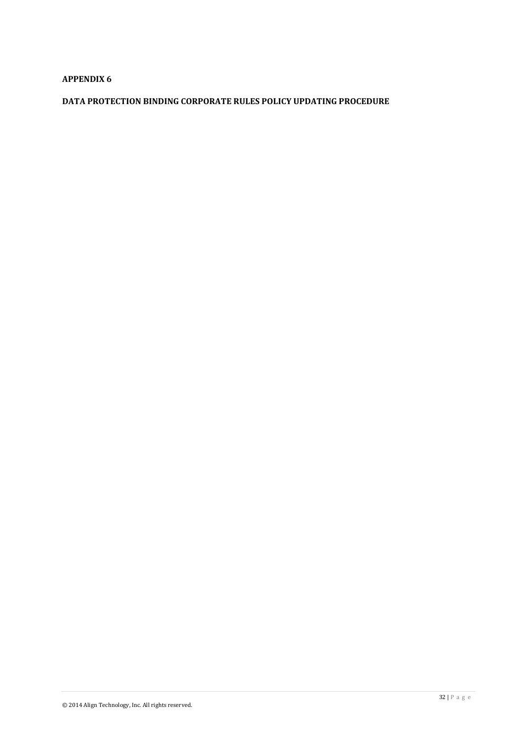## APPENDIX 6

## DATA PROTECTION BINDING CORPORATE RULES POLICY UPDATING PROCEDURE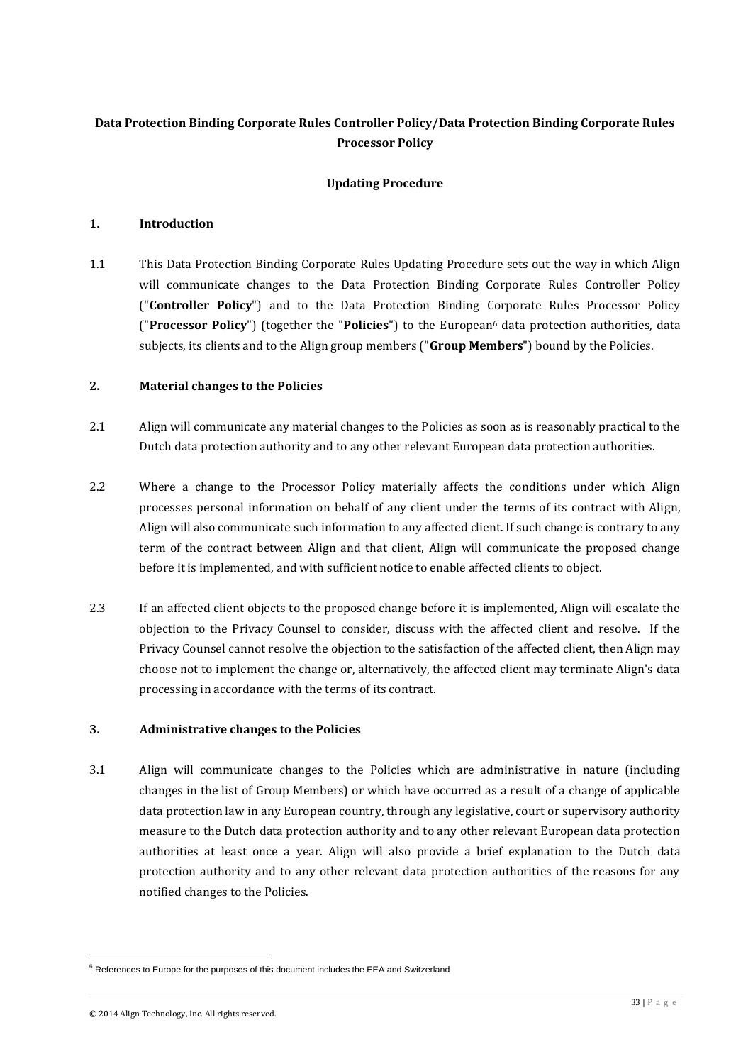**Data Protection Binding Corporate Rules Controller Policy/Data Protection Binding Corporate Rules Processor Policy**

**Updating Procedure**

## 1. Introduction

1.1 This Data Protection Binding Corporate Rules Updating Procedure sets out the way in which Align will communicate changes to the Data Protection Binding Corporate Rules Controller Policy ("**Controller Policy**") and to the Data Protection Binding Corporate Rules Processor Policy ("**Processor Policy**") (together the "**Policies**") to the European[6] data protection authorities, data subjects, its clients and to the Align group members ("**Group Members**") bound by the Policies.

## 2. Material changes to the Policies

2.1 Align will communicate any material changes to the Policies as soon as is reasonably practical to the Dutch data protection authority and to any other relevant European data protection authorities.

2.2 Where a change to the Processor Policy materially affects the conditions under which Align processes personal information on behalf of any client under the terms of its contract with Align, Align will also communicate such information to any affected client. If such change is contrary to any term of the contract between Align and that client, Align will communicate the proposed change before it is implemented, and with sufficient notice to enable affected clients to object.

2.3 If an affected client objects to the proposed change before it is implemented, Align will escalate the objection to the Privacy Counsel to consider, discuss with the affected client and resolve. If the Privacy Counsel cannot resolve the objection to the satisfaction of the affected client, then Align may choose not to implement the change or, alternatively, the affected client may terminate Align's data processing in accordance with the terms of its contract.

## 3. Administrative changes to the Policies

3.1 Align will communicate changes to the Policies which are administrative in nature (including changes in the list of Group Members) or which have occurred as a result of a change of applicable data protection law in any European country, through any legislative, court or supervisory authority measure to the Dutch data protection authority and to any other relevant European data protection authorities at least once a year. Align will also provide a brief explanation to the Dutch data protection authority and to any other relevant data protection authorities of the reasons for any notified changes to the Policies.

---

[6] References to Europe for the purposes of this document includes the EEA and Switzerland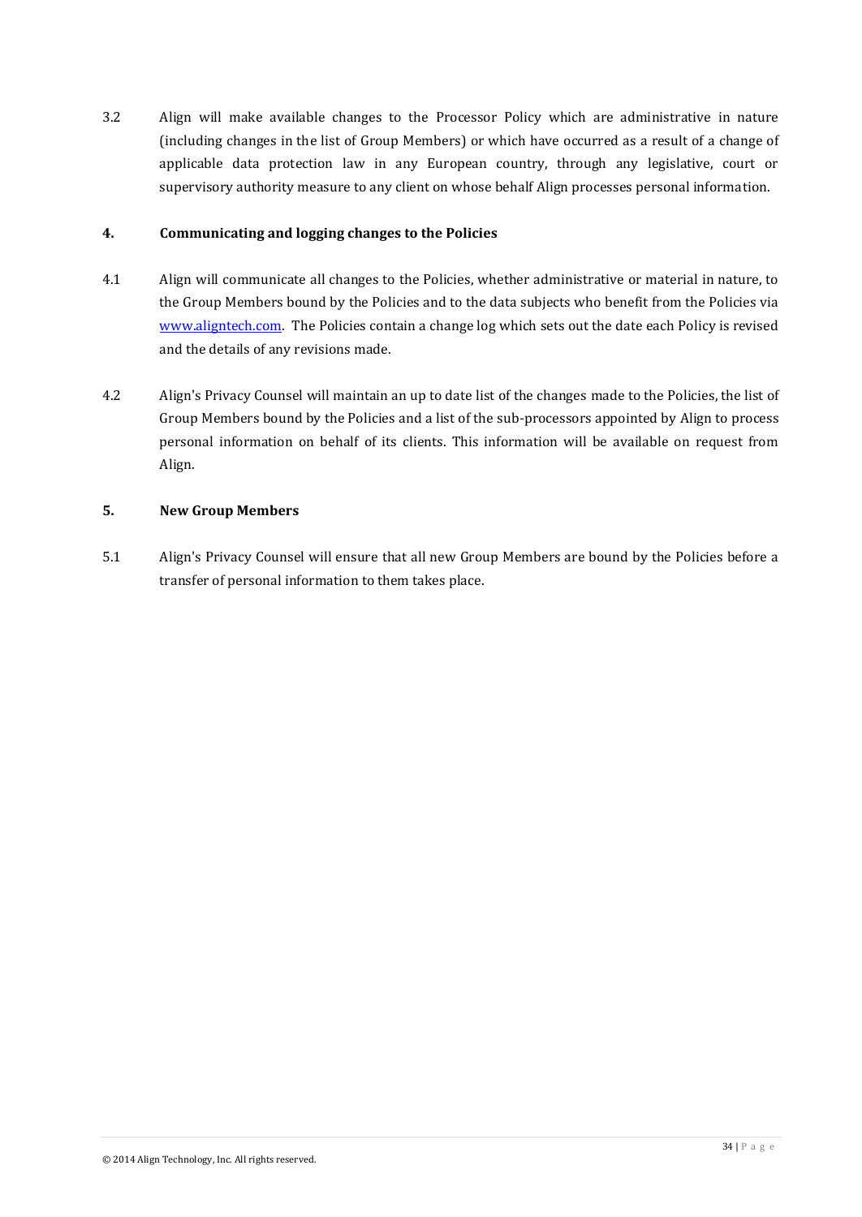3.2 Align will make available changes to the Processor Policy which are administrative in nature (including changes in the list of Group Members) or which have occurred as a result of a change of applicable data protection law in any European country, through any legislative, court or supervisory authority measure to any client on whose behalf Align processes personal information.

## 4. Communicating and logging changes to the Policies

4.1 Align will communicate all changes to the Policies, whether administrative or material in nature, to the Group Members bound by the Policies and to the data subjects who benefit from the Policies via [www.aligntech.com](http://www.aligntech.com). The Policies contain a change log which sets out the date each Policy is revised and the details of any revisions made.

4.2 Align's Privacy Counsel will maintain an up to date list of the changes made to the Policies, the list of Group Members bound by the Policies and a list of the sub-processors appointed by Align to process personal information on behalf of its clients. This information will be available on request from Align.

## 5. New Group Members

5.1 Align's Privacy Counsel will ensure that all new Group Members are bound by the Policies before a transfer of personal information to them takes place.

© 2014 Align Technology, Inc. All rights reserved.